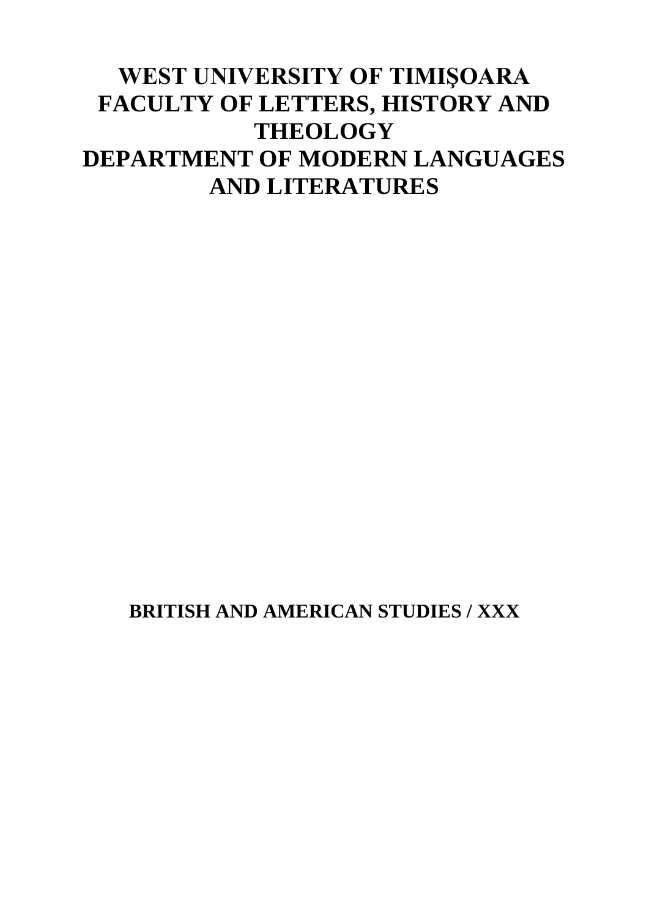# WEST UNIVERSITY OF TIMIŞOARA
# FACULTY OF LETTERS, HISTORY AND THEOLOGY
# DEPARTMENT OF MODERN LANGUAGES AND LITERATURES

**BRITISH AND AMERICAN STUDIES / XXX**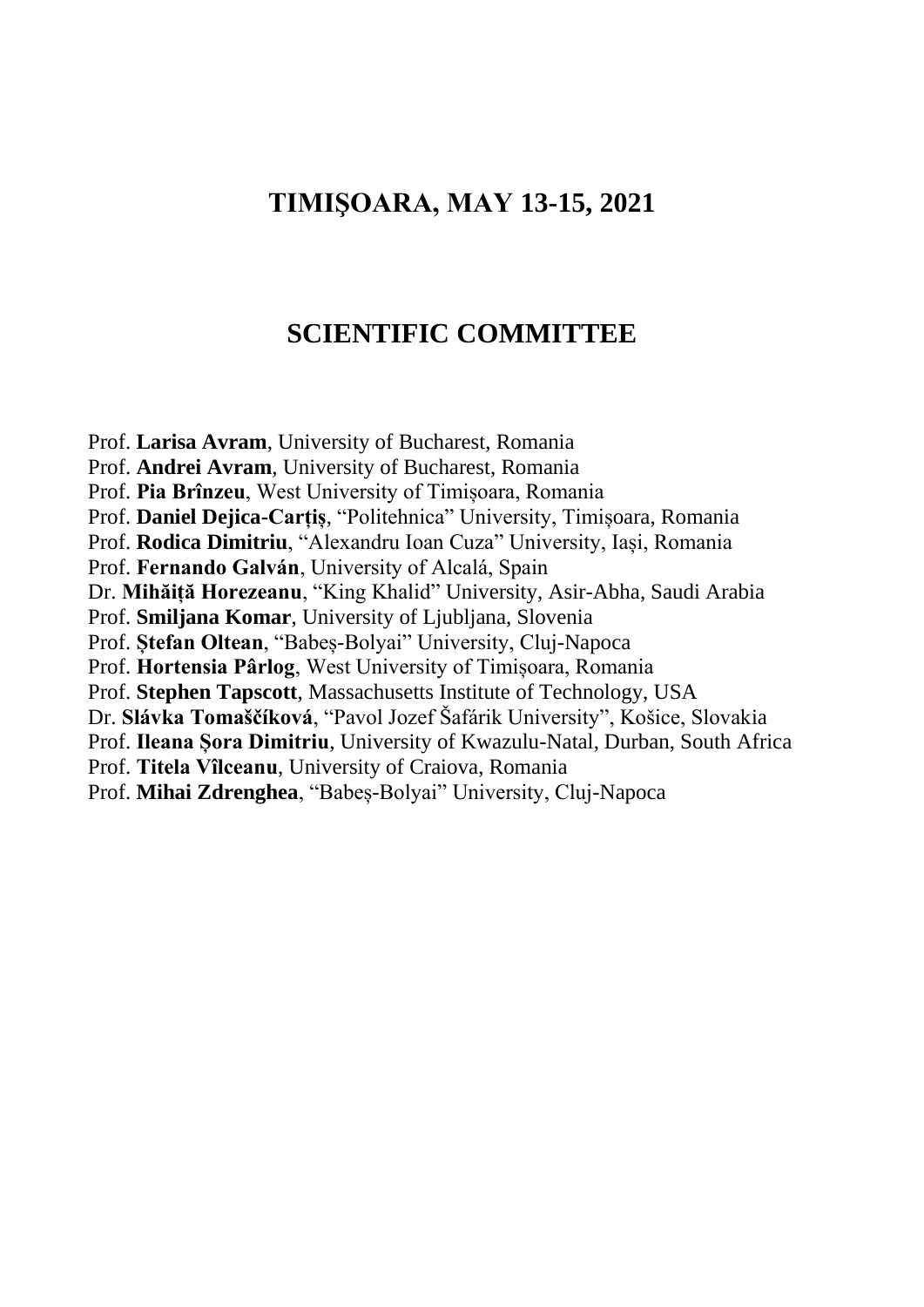## TIMIŞOARA, MAY 13-15, 2021

## SCIENTIFIC COMMITTEE

Prof. **Larisa Avram**, University of Bucharest, Romania
Prof. **Andrei Avram**, University of Bucharest, Romania
Prof. **Pia Brînzeu**, West University of Timișoara, Romania
Prof. **Daniel Dejica-Carțiș**, "Politehnica" University, Timișoara, Romania
Prof. **Rodica Dimitriu**, "Alexandru Ioan Cuza" University, Iași, Romania
Prof. **Fernando Galván**, University of Alcalá, Spain
Dr. **Mihăiță Horezeanu**, "King Khalid" University, Asir-Abha, Saudi Arabia
Prof. **Smiljana Komar**, University of Ljubljana, Slovenia
Prof. **Ștefan Oltean**, "Babeș-Bolyai" University, Cluj-Napoca
Prof. **Hortensia Pârlog**, West University of Timișoara, Romania
Prof. **Stephen Tapscott**, Massachusetts Institute of Technology, USA
Dr. **Slávka Tomaščíková**, "Pavol Jozef Šafárik University", Košice, Slovakia
Prof. **Ileana Șora Dimitriu**, University of Kwazulu-Natal, Durban, South Africa
Prof. **Titela Vîlceanu**, University of Craiova, Romania
Prof. **Mihai Zdrenghea**, "Babeș-Bolyai" University, Cluj-Napoca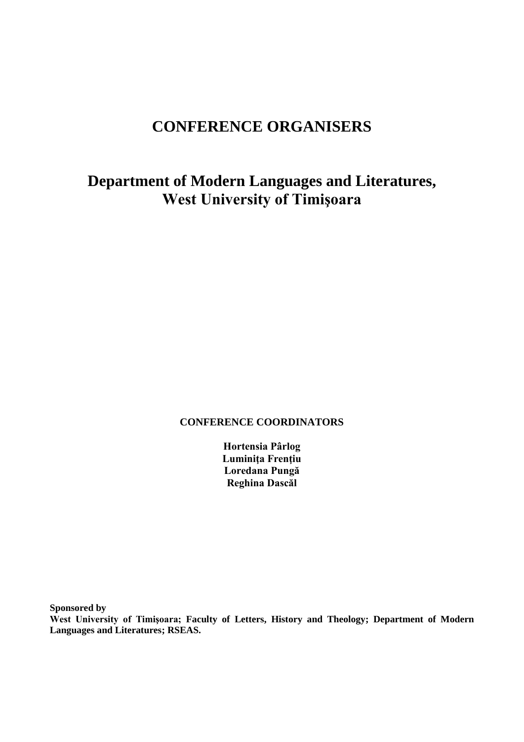# CONFERENCE ORGANISERS

## Department of Modern Languages and Literatures, West University of Timişoara

**CONFERENCE COORDINATORS**

**Hortensia Pârlog**
**Luminiţa Frenţiu**
**Loredana Pungă**
**Reghina Dascăl**

**Sponsored by**
**West University of Timişoara; Faculty of Letters, History and Theology; Department of Modern Languages and Literatures; RSEAS.**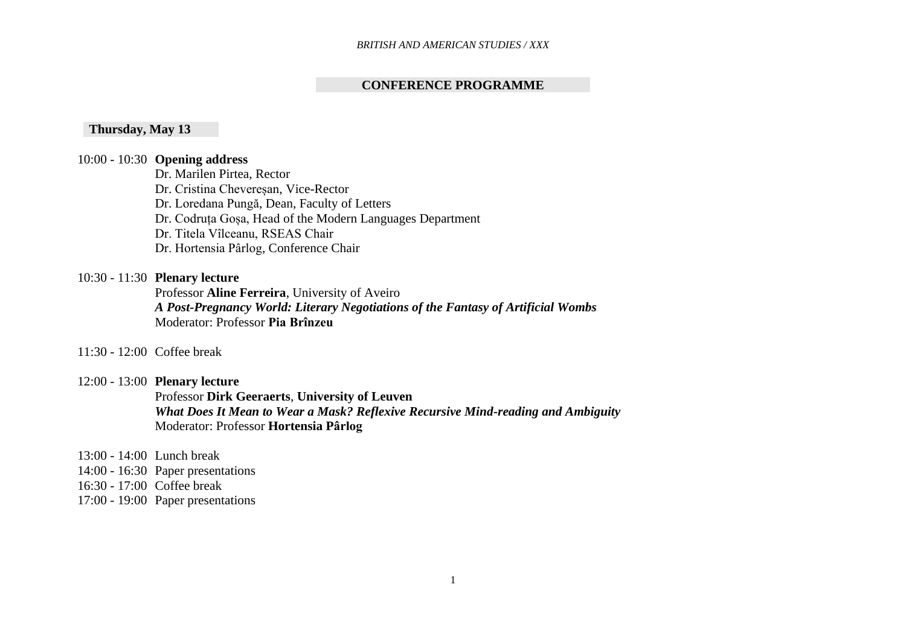## CONFERENCE PROGRAMME

### Thursday, May 13

10:00 - 10:30 **Opening address**
Dr. Marilen Pirtea, Rector
Dr. Cristina Chevereșan, Vice-Rector
Dr. Loredana Pungă, Dean, Faculty of Letters
Dr. Codruța Goșa, Head of the Modern Languages Department
Dr. Titela Vîlceanu, RSEAS Chair
Dr. Hortensia Pârlog, Conference Chair

10:30 - 11:30 **Plenary lecture**
Professor **Aline Ferreira**, University of Aveiro
***A Post-Pregnancy World: Literary Negotiations of the Fantasy of Artificial Wombs***
Moderator: Professor **Pia Brînzeu**

11:30 - 12:00 Coffee break

12:00 - 13:00 **Plenary lecture**
Professor **Dirk Geeraerts**, **University of Leuven**
***What Does It Mean to Wear a Mask? Reflexive Recursive Mind-reading and Ambiguity***
Moderator: Professor **Hortensia Pârlog**

13:00 - 14:00 Lunch break
14:00 - 16:30 Paper presentations
16:30 - 17:00 Coffee break
17:00 - 19:00 Paper presentations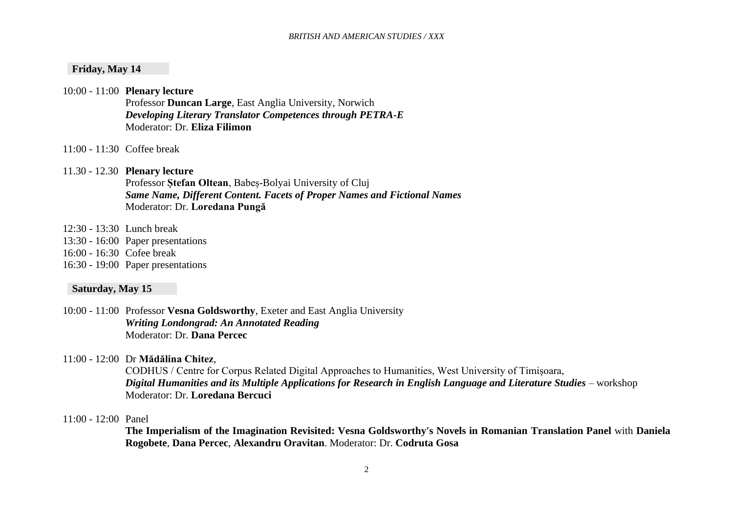### Friday, May 14

10:00 - 11:00 **Plenary lecture**
Professor **Duncan Large**, East Anglia University, Norwich
***Developing Literary Translator Competences through PETRA-E***
Moderator: Dr. **Eliza Filimon**

11:00 - 11:30 Coffee break

11.30 - 12.30 **Plenary lecture**
Professor **Ștefan Oltean**, Babeș-Bolyai University of Cluj
***Same Name, Different Content. Facets of Proper Names and Fictional Names***
Moderator: Dr. **Loredana Pungă**

12:30 - 13:30 Lunch break
13:30 - 16:00 Paper presentations
16:00 - 16:30 Cofee break
16:30 - 19:00 Paper presentations

### Saturday, May 15

10:00 - 11:00 Professor **Vesna Goldsworthy**, Exeter and East Anglia University
***Writing Londongrad: An Annotated Reading***
Moderator: Dr. **Dana Percec**

11:00 - 12:00 Dr **Mădălina Chitez**,
CODHUS / Centre for Corpus Related Digital Approaches to Humanities, West University of Timișoara,
***Digital Humanities and its Multiple Applications for Research in English Language and Literature Studies*** – workshop
Moderator: Dr. **Loredana Bercuci**

11:00 - 12:00 Panel
**The Imperialism of the Imagination Revisited: Vesna Goldsworthy's Novels in Romanian Translation Panel** with **Daniela Rogobete**, **Dana Percec**, **Alexandru Oravitan**. Moderator: Dr. **Codruta Gosa**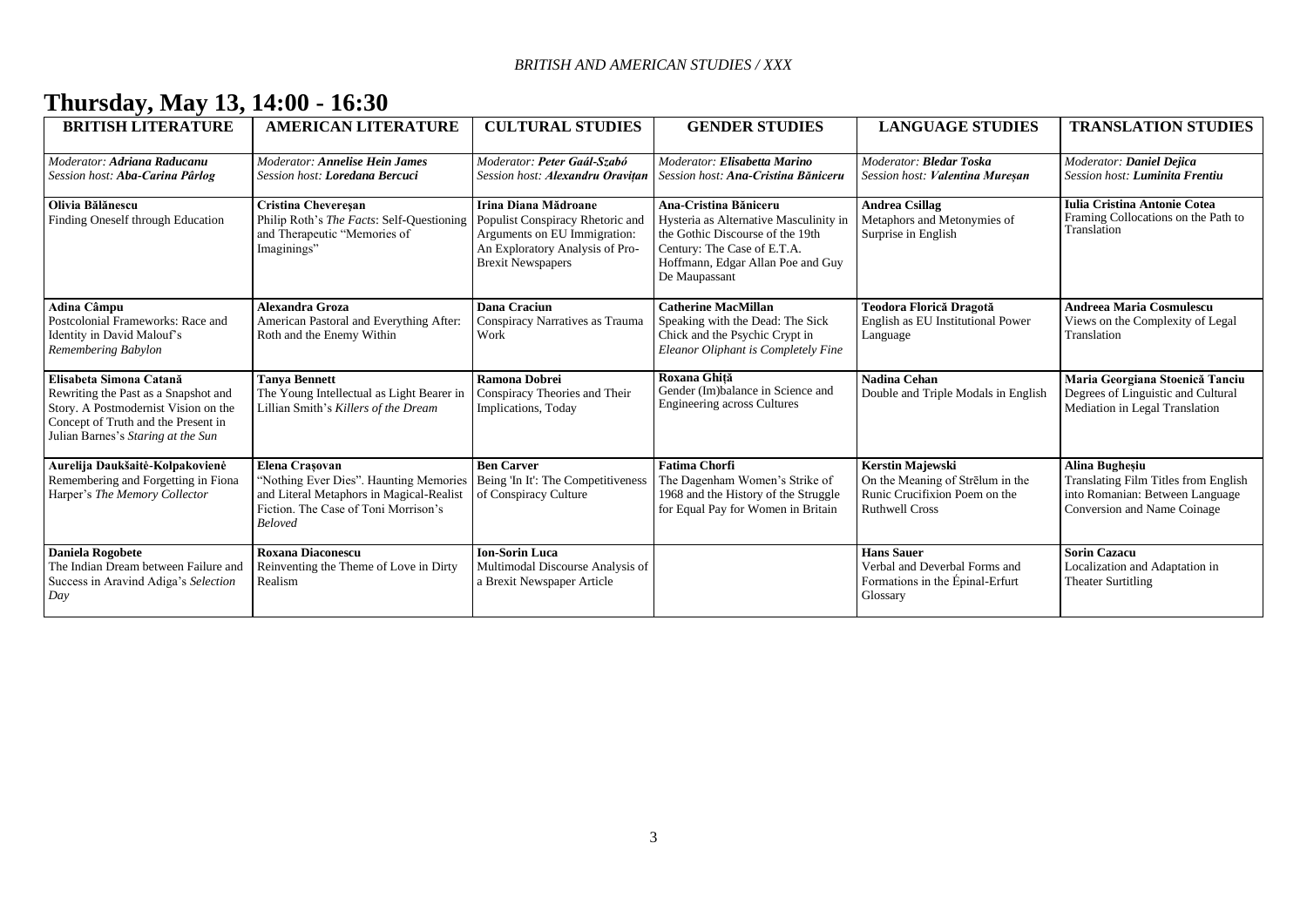# Thursday, May 13, 14:00 - 16:30

| BRITISH LITERATURE | AMERICAN LITERATURE | CULTURAL STUDIES | GENDER STUDIES | LANGUAGE STUDIES | TRANSLATION STUDIES |
|---|---|---|---|---|---|
| Moderator: ***Adriana Raducanu*** Session host: ***Aba-Carina Pârlog*** | Moderator: ***Annelise Hein James*** Session host: ***Loredana Bercuci*** | Moderator: ***Peter Gaál-Szabó*** Session host: ***Alexandru Oravițan*** | Moderator: ***Elisabetta Marino*** Session host: ***Ana-Cristina Băniceru*** | Moderator: ***Bledar Toska*** Session host: ***Valentina Mureșan*** | Moderator: ***Daniel Dejica*** Session host: ***Luminita Frentiu*** |
| **Olivia Bălănescu** Finding Oneself through Education | **Cristina Chevereșan** Philip Roth's *The Facts*: Self-Questioning and Therapeutic "Memories of Imaginings" | **Irina Diana Mădroane** Populist Conspiracy Rhetoric and Arguments on EU Immigration: An Exploratory Analysis of Pro-Brexit Newspapers | **Ana-Cristina Băniceru** Hysteria as Alternative Masculinity in the Gothic Discourse of the 19th Century: The Case of E.T.A. Hoffmann, Edgar Allan Poe and Guy De Maupassant | **Andrea Csillag** Metaphors and Metonymies of Surprise in English | **Iulia Cristina Antonie Cotea** Framing Collocations on the Path to Translation |
| **Adina Câmpu** Postcolonial Frameworks: Race and Identity in David Malouf's *Remembering Babylon* | **Alexandra Groza** American Pastoral and Everything After: Roth and the Enemy Within | **Dana Craciun** Conspiracy Narratives as Trauma Work | **Catherine MacMillan** Speaking with the Dead: The Sick Chick and the Psychic Crypt in *Eleanor Oliphant is Completely Fine* | **Teodora Florică Dragotă** English as EU Institutional Power Language | **Andreea Maria Cosmulescu** Views on the Complexity of Legal Translation |
| **Elisabeta Simona Catană** Rewriting the Past as a Snapshot and Story. A Postmodernist Vision on the Concept of Truth and the Present in Julian Barnes's *Staring at the Sun* | **Tanya Bennett** The Young Intellectual as Light Bearer in Lillian Smith's *Killers of the Dream* | **Ramona Dobrei** Conspiracy Theories and Their Implications, Today | **Roxana Ghiță** Gender (Im)balance in Science and Engineering across Cultures | **Nadina Cehan** Double and Triple Modals in English | **Maria Georgiana Stoenică Tanciu** Degrees of Linguistic and Cultural Mediation in Legal Translation |
| **Aurelija Daukšaitė-Kolpakovienė** Remembering and Forgetting in Fiona Harper's *The Memory Collector* | **Elena Crașovan** "Nothing Ever Dies". Haunting Memories and Literal Metaphors in Magical-Realist Fiction. The Case of Toni Morrison's *Beloved* | **Ben Carver** Being 'In It': The Competitiveness of Conspiracy Culture | **Fatima Chorfi** The Dagenham Women's Strike of 1968 and the History of the Struggle for Equal Pay for Women in Britain | **Kerstin Majewski** On the Meaning of Strēlum in the Runic Crucifixion Poem on the Ruthwell Cross | **Alina Bughesiu** Translating Film Titles from English into Romanian: Between Language Conversion and Name Coinage |
| **Daniela Rogobete** The Indian Dream between Failure and Success in Aravind Adiga's *Selection Day* | **Roxana Diaconescu** Reinventing the Theme of Love in Dirty Realism | **Ion-Sorin Luca** Multimodal Discourse Analysis of a Brexit Newspaper Article | | **Hans Sauer** Verbal and Deverbal Forms and Formations in the Épinal-Erfurt Glossary | **Sorin Cazacu** Localization and Adaptation in Theater Surtitling |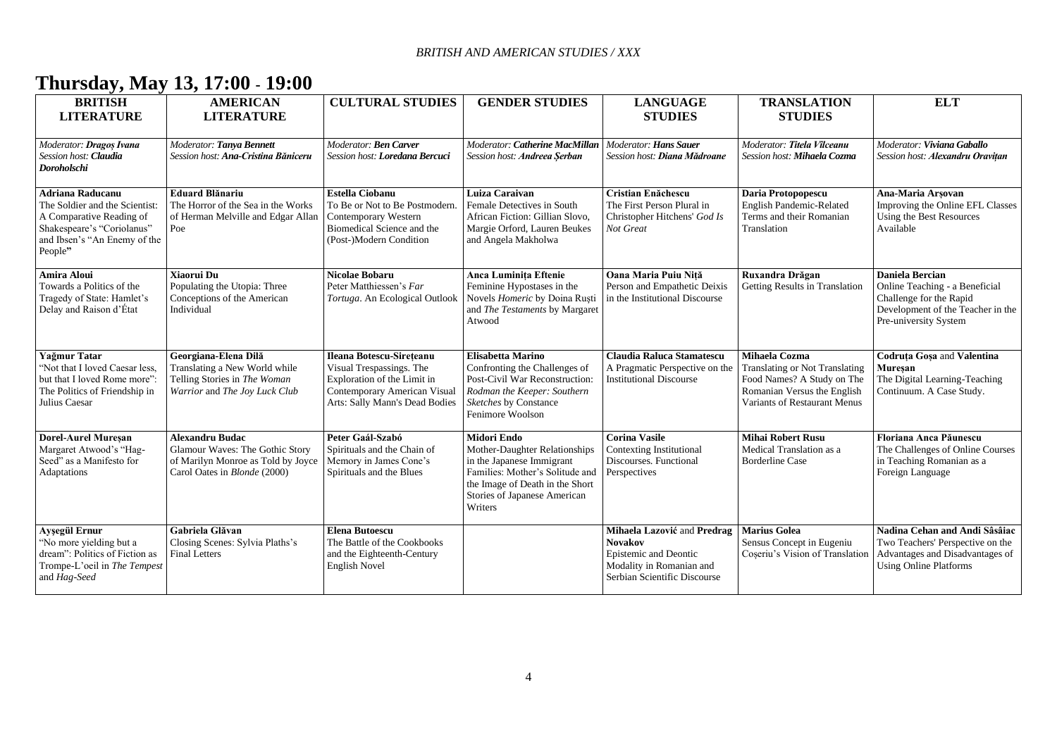# Thursday, May 13, 17:00 - 19:00

| BRITISH LITERATURE | AMERICAN LITERATURE | CULTURAL STUDIES | GENDER STUDIES | LANGUAGE STUDIES | TRANSLATION STUDIES | ELT |
|---|---|---|---|---|---|---|
| *Moderator:* ***Dragoș Ivana*** *Session host:* ***Claudia Doroholschi*** | *Moderator:* ***Tanya Bennett*** *Session host:* ***Ana-Cristina Băniceru*** | *Moderator:* ***Ben Carver*** *Session host:* ***Loredana Bercuci*** | *Moderator:* ***Catherine MacMillan*** *Session host:* ***Andreea Șerban*** | *Moderator:* ***Hans Sauer*** *Session host:* ***Diana Mădroane*** | *Moderator:* ***Titela Vîlceanu*** *Session host:* ***Mihaela Cozma*** | *Moderator:* ***Viviana Gaballo*** *Session host:* ***Alexandru Oravițan*** |
| **Adriana Raducanu** The Soldier and the Scientist: A Comparative Reading of Shakespeare's "Coriolanus" and Ibsen's "An Enemy of the People**"** | **Eduard Blănariu** The Horror of the Sea in the Works of Herman Melville and Edgar Allan Poe | **Estella Ciobanu** To Be or Not to Be Postmodern. Contemporary Western Biomedical Science and the (Post-)Modern Condition | **Luiza Caraivan** Female Detectives in South African Fiction: Gillian Slovo, Margie Orford, Lauren Beukes and Angela Makholwa | **Cristian Enăchescu** The First Person Plural in Christopher Hitchens' *God Is Not Great* | **Daria Protopopescu** English Pandemic-Related Terms and their Romanian Translation | **Ana-Maria Arșovan** Improving the Online EFL Classes Using the Best Resources Available |
| **Amira Aloui** Towards a Politics of the Tragedy of State: Hamlet's Delay and Raison d'État | **Xiaorui Du** Populating the Utopia: Three Conceptions of the American Individual | **Nicolae Bobaru** Peter Matthiessen's *Far Tortuga*. An Ecological Outlook | **Anca Luminița Eftenie** Feminine Hypostases in the Novels *Homeric* by Doina Ruști and *The Testaments* by Margaret Atwood | **Oana Maria Puiu Niță** Person and Empathetic Deixis in the Institutional Discourse | **Ruxandra Drăgan** Getting Results in Translation | **Daniela Bercian** Online Teaching - a Beneficial Challenge for the Rapid Development of the Teacher in the Pre-university System |
| **Yağmur Tatar** "Not that I loved Caesar less, but that I loved Rome more": The Politics of Friendship in Julius Caesar | **Georgiana-Elena Dilă** Translating a New World while Telling Stories in *The Woman Warrior* and *The Joy Luck Club* | **Ileana Botescu-Sirețeanu** Visual Trespassings. The Exploration of the Limit in Contemporary American Visual Arts: Sally Mann's Dead Bodies | **Elisabetta Marino** Confronting the Challenges of Post-Civil War Reconstruction: *Rodman the Keeper: Southern Sketches* by Constance Fenimore Woolson | **Claudia Raluca Stamatescu** A Pragmatic Perspective on the Institutional Discourse | **Mihaela Cozma** Translating or Not Translating Food Names? A Study on The Romanian Versus the English Variants of Restaurant Menus | **Codruța Goșa** and **Valentina Mureșan** The Digital Learning-Teaching Continuum. A Case Study. |
| **Dorel-Aurel Mureșan** Margaret Atwood's "Hag-Seed" as a Manifesto for Adaptations | **Alexandru Budac** Glamour Waves: The Gothic Story of Marilyn Monroe as Told by Joyce Carol Oates in *Blonde* (2000) | **Peter Gaál-Szabó** Spirituals and the Chain of Memory in James Cone's Spirituals and the Blues | **Midori Endo** Mother-Daughter Relationships in the Japanese Immigrant Families: Mother's Solitude and the Image of Death in the Short Stories of Japanese American Writers | **Corina Vasile** Contexting Institutional Discourses. Functional Perspectives | **Mihai Robert Rusu** Medical Translation as a Borderline Case | **Floriana Anca Păunescu** The Challenges of Online Courses in Teaching Romanian as a Foreign Language |
| **Ayșegül Ernur** "No more yielding but a dream": Politics of Fiction as Trompe-L'oeil in *The Tempest* and *Hag-Seed* | **Gabriela Glăvan** Closing Scenes: Sylvia Paths's Final Letters | **Elena Butoescu** The Battle of the Cookbooks and the Eighteenth-Century English Novel | | **Mihaela Lazović** and **Predrag Novakov** Epistemic and Deontic Modality in Romanian and Serbian Scientific Discourse | **Marius Golea** Sensus Concept in Eugeniu Coșeriu's Vision of Translation | **Nadina Cehan and Andi Sâsâiac** Two Teachers' Perspective on the Advantages and Disadvantages of Using Online Platforms |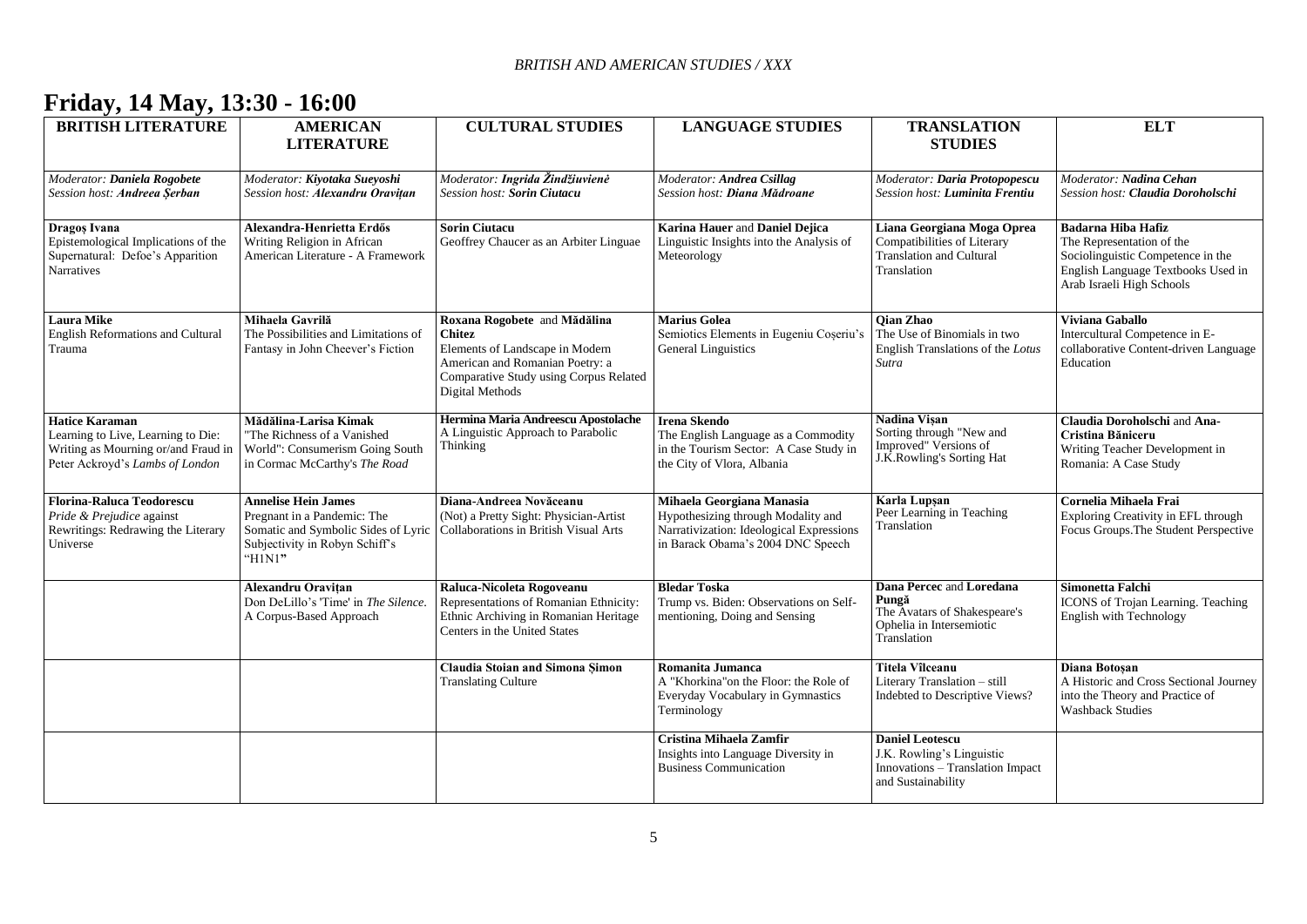# Friday, 14 May, 13:30 - 16:00

| BRITISH LITERATURE | AMERICAN LITERATURE | CULTURAL STUDIES | LANGUAGE STUDIES | TRANSLATION STUDIES | ELT |
|---|---|---|---|---|---|
| *Moderator: **Daniela Rogobete***<br>*Session host: **Andreea Șerban*** | *Moderator: **Kiyotaka Sueyoshi***<br>*Session host: **Alexandru Oravițan*** | *Moderator: **Ingrida Žindžiuvienė***<br>*Session host: **Sorin Ciutacu*** | *Moderator: **Andrea Csillag***<br>*Session host: **Diana Mădroane*** | *Moderator: **Daria Protopopescu***<br>*Session host: **Luminita Frentiu*** | *Moderator: **Nadina Cehan***<br>*Session host: **Claudia Doroholschi*** |
| **Dragoș Ivana**<br>Epistemological Implications of the Supernatural: Defoe's Apparition Narratives | **Alexandra-Henrietta Erdős**<br>Writing Religion in African American Literature - A Framework | **Sorin Ciutacu**<br>Geoffrey Chaucer as an Arbiter Linguae | **Karina Hauer** and **Daniel Dejica**<br>Linguistic Insights into the Analysis of Meteorology | **Liana Georgiana Moga Oprea**<br>Compatibilities of Literary Translation and Cultural Translation | **Badarna Hiba Hafiz**<br>The Representation of the Sociolinguistic Competence in the English Language Textbooks Used in Arab Israeli High Schools |
| **Laura Mike**<br>English Reformations and Cultural Trauma | **Mihaela Gavrilă**<br>The Possibilities and Limitations of Fantasy in John Cheever's Fiction | **Roxana Rogobete** and **Mădălina Chitez**<br>Elements of Landscape in Modern American and Romanian Poetry: a Comparative Study using Corpus Related Digital Methods | **Marius Golea**<br>Semiotics Elements in Eugeniu Coșeriu's General Linguistics | **Qian Zhao**<br>The Use of Binomials in two English Translations of the *Lotus Sutra* | **Viviana Gaballo**<br>Intercultural Competence in E-collaborative Content-driven Language Education |
| **Hatice Karaman**<br>Learning to Live, Learning to Die: Writing as Mourning or/and Fraud in Peter Ackroyd's *Lambs of London* | **Mădălina-Larisa Kimak**<br>"The Richness of a Vanished World": Consumerism Going South in Cormac McCarthy's *The Road* | **Hermina Maria Andreescu Apostolache**<br>A Linguistic Approach to Parabolic Thinking | **Irena Skendo**<br>The English Language as a Commodity in the Tourism Sector: A Case Study in the City of Vlora, Albania | **Nadina Vișan**<br>Sorting through "New and Improved" Versions of J.K.Rowling's Sorting Hat | **Claudia Doroholschi** and **Ana-Cristina Băniceru**<br>Writing Teacher Development in Romania: A Case Study |
| **Florina-Raluca Teodorescu**<br>*Pride & Prejudice* against Rewritings: Redrawing the Literary Universe | **Annelise Hein James**<br>Pregnant in a Pandemic: The Somatic and Symbolic Sides of Lyric Subjectivity in Robyn Schiff's "H1N1" | **Diana-Andreea Novăceanu**<br>(Not) a Pretty Sight: Physician-Artist Collaborations in British Visual Arts | **Mihaela Georgiana Manasia**<br>Hypothesizing through Modality and Narrativization: Ideological Expressions in Barack Obama's 2004 DNC Speech | **Karla Lupșan**<br>Peer Learning in Teaching Translation | **Cornelia Mihaela Frai**<br>Exploring Creativity in EFL through Focus Groups.The Student Perspective |
| | **Alexandru Oravițan**<br>Don DeLillo's 'Time' in *The Silence*. A Corpus-Based Approach | **Raluca-Nicoleta Rogoveanu**<br>Representations of Romanian Ethnicity: Ethnic Archiving in Romanian Heritage Centers in the United States | **Bledar Toska**<br>Trump vs. Biden: Observations on Self-mentioning, Doing and Sensing | **Dana Percec** and **Loredana Pungă**<br>The Avatars of Shakespeare's Ophelia in Intersemiotic Translation | **Simonetta Falchi**<br>ICONS of Trojan Learning. Teaching English with Technology |
| | | **Claudia Stoian and Simona Șimon**<br>Translating Culture | **Romanita Jumanca**<br>A "Khorkina"on the Floor: the Role of Everyday Vocabulary in Gymnastics Terminology | **Titela Vîlceanu**<br>Literary Translation – still Indebted to Descriptive Views? | **Diana Botoșan**<br>A Historic and Cross Sectional Journey into the Theory and Practice of Washback Studies |
| | | | **Cristina Mihaela Zamfir**<br>Insights into Language Diversity in Business Communication | **Daniel Leotescu**<br>J.K. Rowling's Linguistic Innovations – Translation Impact and Sustainability | |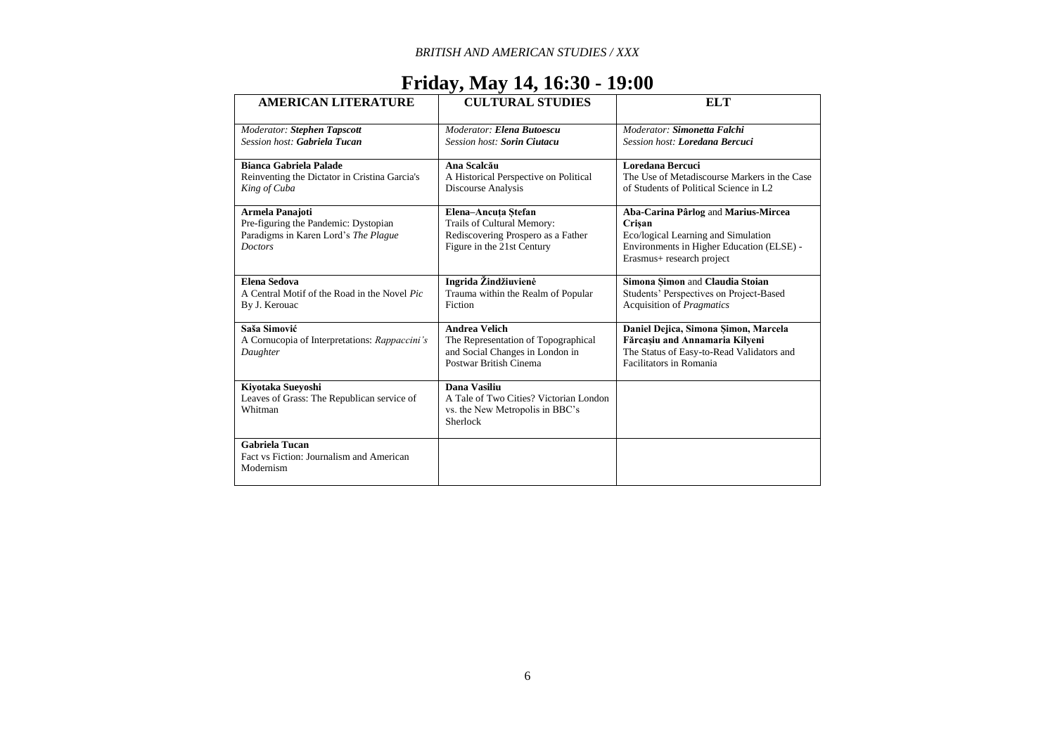# Friday, May 14, 16:30 - 19:00

| AMERICAN LITERATURE | CULTURAL STUDIES | ELT |
| --- | --- | --- |
| *Moderator: **Stephen Tapscott***<br>*Session host: **Gabriela Tucan*** | *Moderator: **Elena Butoescu***<br>*Session host: **Sorin Ciutacu*** | *Moderator: **Simonetta Falchi***<br>*Session host: **Loredana Bercuci*** |
| **Bianca Gabriela Palade**<br>Reinventing the Dictator in Cristina Garcia's *King of Cuba* | **Ana Scalcău**<br>A Historical Perspective on Political Discourse Analysis | **Loredana Bercuci**<br>The Use of Metadiscourse Markers in the Case of Students of Political Science in L2 |
| **Armela Panajoti**<br>Pre-figuring the Pandemic: Dystopian Paradigms in Karen Lord's *The Plague Doctors* | **Elena–Ancuța Ștefan**<br>Trails of Cultural Memory: Rediscovering Prospero as a Father Figure in the 21st Century | **Aba-Carina Pârlog** and **Marius-Mircea Crișan**<br>Eco/logical Learning and Simulation Environments in Higher Education (ELSE) - Erasmus+ research project |
| **Elena Sedova**<br>A Central Motif of the Road in the Novel *Pic* By J. Kerouac | **Ingrida Žindžiuvienė**<br>Trauma within the Realm of Popular Fiction | **Simona Șimon** and **Claudia Stoian**<br>Students' Perspectives on Project-Based Acquisition of *Pragmatics* |
| **Saša Simović**<br>A Cornucopia of Interpretations: *Rappaccini's Daughter* | **Andrea Velich**<br>The Representation of Topographical and Social Changes in London in Postwar British Cinema | **Daniel Dejica, Simona Șimon, Marcela Fărcașiu and Annamaria Kilyeni**<br>The Status of Easy-to-Read Validators and Facilitators in Romania |
| **Kiyotaka Sueyoshi**<br>Leaves of Grass: The Republican service of Whitman | **Dana Vasiliu**<br>A Tale of Two Cities? Victorian London vs. the New Metropolis in BBC's Sherlock | |
| **Gabriela Tucan**<br>Fact vs Fiction: Journalism and American Modernism | | |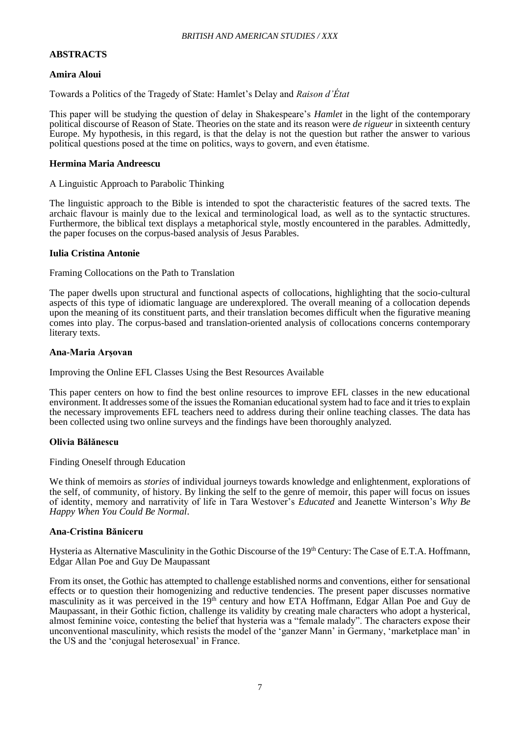## ABSTRACTS

### Amira Aloui

Towards a Politics of the Tragedy of State: Hamlet's Delay and *Raison d'État*

This paper will be studying the question of delay in Shakespeare's *Hamlet* in the light of the contemporary political discourse of Reason of State. Theories on the state and its reason were *de rigueur* in sixteenth century Europe. My hypothesis, in this regard, is that the delay is not the question but rather the answer to various political questions posed at the time on politics, ways to govern, and even étatisme.

### Hermina Maria Andreescu

A Linguistic Approach to Parabolic Thinking

The linguistic approach to the Bible is intended to spot the characteristic features of the sacred texts. The archaic flavour is mainly due to the lexical and terminological load, as well as to the syntactic structures. Furthermore, the biblical text displays a metaphorical style, mostly encountered in the parables. Admittedly, the paper focuses on the corpus-based analysis of Jesus Parables.

### Iulia Cristina Antonie

Framing Collocations on the Path to Translation

The paper dwells upon structural and functional aspects of collocations, highlighting that the socio-cultural aspects of this type of idiomatic language are underexplored. The overall meaning of a collocation depends upon the meaning of its constituent parts, and their translation becomes difficult when the figurative meaning comes into play. The corpus-based and translation-oriented analysis of collocations concerns contemporary literary texts.

### Ana-Maria Arșovan

Improving the Online EFL Classes Using the Best Resources Available

This paper centers on how to find the best online resources to improve EFL classes in the new educational environment. It addresses some of the issues the Romanian educational system had to face and it tries to explain the necessary improvements EFL teachers need to address during their online teaching classes. The data has been collected using two online surveys and the findings have been thoroughly analyzed.

### Olivia Bălănescu

Finding Oneself through Education

We think of memoirs as *stories* of individual journeys towards knowledge and enlightenment, explorations of the self, of community, of history. By linking the self to the genre of memoir, this paper will focus on issues of identity, memory and narrativity of life in Tara Westover's *Educated* and Jeanette Winterson's *Why Be Happy When You Could Be Normal*.

### Ana-Cristina Băniceru

Hysteria as Alternative Masculinity in the Gothic Discourse of the 19th Century: The Case of E.T.A. Hoffmann, Edgar Allan Poe and Guy De Maupassant

From its onset, the Gothic has attempted to challenge established norms and conventions, either for sensational effects or to question their homogenizing and reductive tendencies. The present paper discusses normative masculinity as it was perceived in the 19th century and how ETA Hoffmann, Edgar Allan Poe and Guy de Maupassant, in their Gothic fiction, challenge its validity by creating male characters who adopt a hysterical, almost feminine voice, contesting the belief that hysteria was a "female malady". The characters expose their unconventional masculinity, which resists the model of the 'ganzer Mann' in Germany, 'marketplace man' in the US and the 'conjugal heterosexual' in France.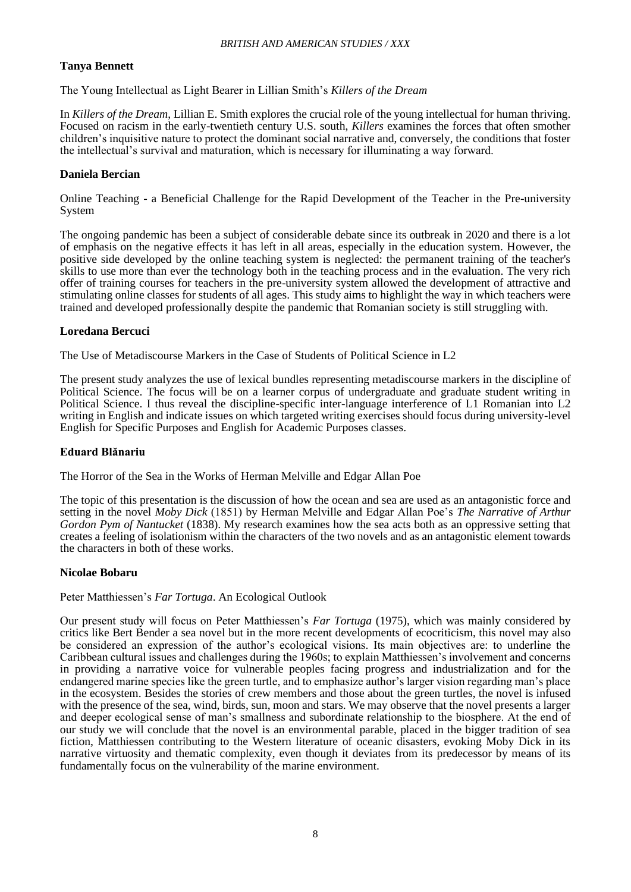**Tanya Bennett**

The Young Intellectual as Light Bearer in Lillian Smith's *Killers of the Dream*

In *Killers of the Dream*, Lillian E. Smith explores the crucial role of the young intellectual for human thriving. Focused on racism in the early-twentieth century U.S. south, *Killers* examines the forces that often smother children's inquisitive nature to protect the dominant social narrative and, conversely, the conditions that foster the intellectual's survival and maturation, which is necessary for illuminating a way forward.

**Daniela Bercian**

Online Teaching - a Beneficial Challenge for the Rapid Development of the Teacher in the Pre-university System

The ongoing pandemic has been a subject of considerable debate since its outbreak in 2020 and there is a lot of emphasis on the negative effects it has left in all areas, especially in the education system. However, the positive side developed by the online teaching system is neglected: the permanent training of the teacher's skills to use more than ever the technology both in the teaching process and in the evaluation. The very rich offer of training courses for teachers in the pre-university system allowed the development of attractive and stimulating online classes for students of all ages. This study aims to highlight the way in which teachers were trained and developed professionally despite the pandemic that Romanian society is still struggling with.

**Loredana Bercuci**

The Use of Metadiscourse Markers in the Case of Students of Political Science in L2

The present study analyzes the use of lexical bundles representing metadiscourse markers in the discipline of Political Science. The focus will be on a learner corpus of undergraduate and graduate student writing in Political Science. I thus reveal the discipline-specific inter-language interference of L1 Romanian into L2 writing in English and indicate issues on which targeted writing exercises should focus during university-level English for Specific Purposes and English for Academic Purposes classes.

**Eduard Blănariu**

The Horror of the Sea in the Works of Herman Melville and Edgar Allan Poe

The topic of this presentation is the discussion of how the ocean and sea are used as an antagonistic force and setting in the novel *Moby Dick* (1851) by Herman Melville and Edgar Allan Poe's *The Narrative of Arthur Gordon Pym of Nantucket* (1838). My research examines how the sea acts both as an oppressive setting that creates a feeling of isolationism within the characters of the two novels and as an antagonistic element towards the characters in both of these works.

**Nicolae Bobaru**

Peter Matthiessen's *Far Tortuga*. An Ecological Outlook

Our present study will focus on Peter Matthiessen's *Far Tortuga* (1975), which was mainly considered by critics like Bert Bender a sea novel but in the more recent developments of ecocriticism, this novel may also be considered an expression of the author's ecological visions. Its main objectives are: to underline the Caribbean cultural issues and challenges during the 1960s; to explain Matthiessen's involvement and concerns in providing a narrative voice for vulnerable peoples facing progress and industrialization and for the endangered marine species like the green turtle, and to emphasize author's larger vision regarding man's place in the ecosystem. Besides the stories of crew members and those about the green turtles, the novel is infused with the presence of the sea, wind, birds, sun, moon and stars. We may observe that the novel presents a larger and deeper ecological sense of man's smallness and subordinate relationship to the biosphere. At the end of our study we will conclude that the novel is an environmental parable, placed in the bigger tradition of sea fiction, Matthiessen contributing to the Western literature of oceanic disasters, evoking Moby Dick in its narrative virtuosity and thematic complexity, even though it deviates from its predecessor by means of its fundamentally focus on the vulnerability of the marine environment.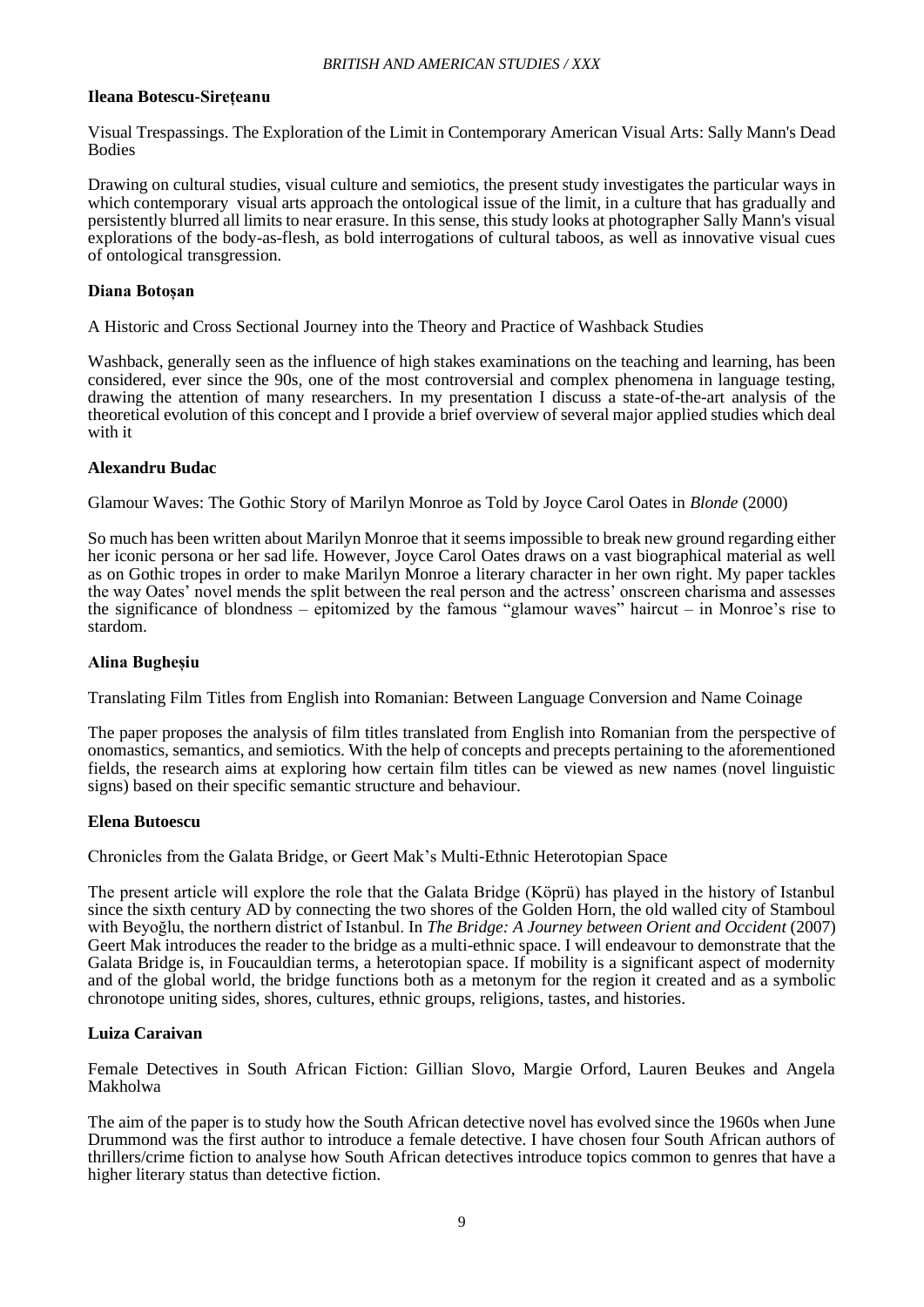**Ileana Botescu-Sirețeanu**

Visual Trespassings. The Exploration of the Limit in Contemporary American Visual Arts: Sally Mann's Dead Bodies

Drawing on cultural studies, visual culture and semiotics, the present study investigates the particular ways in which contemporary visual arts approach the ontological issue of the limit, in a culture that has gradually and persistently blurred all limits to near erasure. In this sense, this study looks at photographer Sally Mann's visual explorations of the body-as-flesh, as bold interrogations of cultural taboos, as well as innovative visual cues of ontological transgression.

**Diana Botoșan**

A Historic and Cross Sectional Journey into the Theory and Practice of Washback Studies

Washback, generally seen as the influence of high stakes examinations on the teaching and learning, has been considered, ever since the 90s, one of the most controversial and complex phenomena in language testing, drawing the attention of many researchers. In my presentation I discuss a state-of-the-art analysis of the theoretical evolution of this concept and I provide a brief overview of several major applied studies which deal with it

**Alexandru Budac**

Glamour Waves: The Gothic Story of Marilyn Monroe as Told by Joyce Carol Oates in *Blonde* (2000)

So much has been written about Marilyn Monroe that it seems impossible to break new ground regarding either her iconic persona or her sad life. However, Joyce Carol Oates draws on a vast biographical material as well as on Gothic tropes in order to make Marilyn Monroe a literary character in her own right. My paper tackles the way Oates' novel mends the split between the real person and the actress' onscreen charisma and assesses the significance of blondness – epitomized by the famous "glamour waves" haircut – in Monroe's rise to stardom.

**Alina Bugheșiu**

Translating Film Titles from English into Romanian: Between Language Conversion and Name Coinage

The paper proposes the analysis of film titles translated from English into Romanian from the perspective of onomastics, semantics, and semiotics. With the help of concepts and precepts pertaining to the aforementioned fields, the research aims at exploring how certain film titles can be viewed as new names (novel linguistic signs) based on their specific semantic structure and behaviour.

**Elena Butoescu**

Chronicles from the Galata Bridge, or Geert Mak's Multi-Ethnic Heterotopian Space

The present article will explore the role that the Galata Bridge (Köprü) has played in the history of Istanbul since the sixth century AD by connecting the two shores of the Golden Horn, the old walled city of Stamboul with Beyoğlu, the northern district of Istanbul. In *The Bridge: A Journey between Orient and Occident* (2007) Geert Mak introduces the reader to the bridge as a multi-ethnic space. I will endeavour to demonstrate that the Galata Bridge is, in Foucauldian terms, a heterotopian space. If mobility is a significant aspect of modernity and of the global world, the bridge functions both as a metonym for the region it created and as a symbolic chronotope uniting sides, shores, cultures, ethnic groups, religions, tastes, and histories.

**Luiza Caraivan**

Female Detectives in South African Fiction: Gillian Slovo, Margie Orford, Lauren Beukes and Angela Makholwa

The aim of the paper is to study how the South African detective novel has evolved since the 1960s when June Drummond was the first author to introduce a female detective. I have chosen four South African authors of thrillers/crime fiction to analyse how South African detectives introduce topics common to genres that have a higher literary status than detective fiction.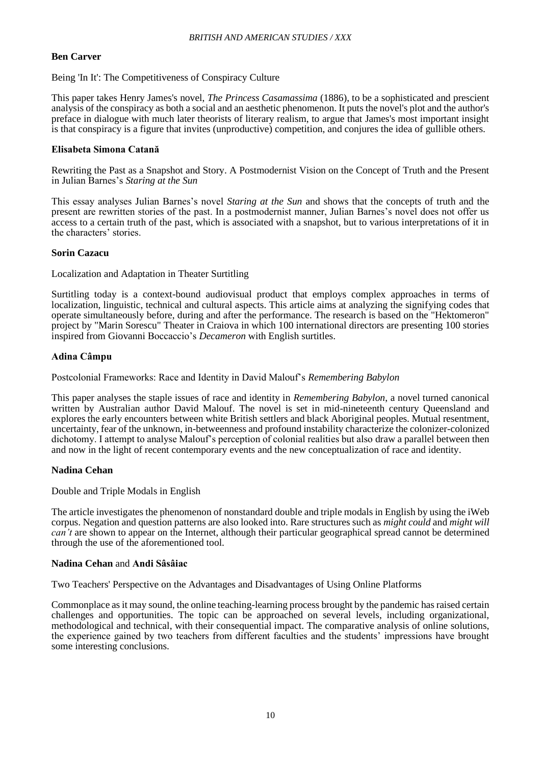**Ben Carver**

Being 'In It': The Competitiveness of Conspiracy Culture

This paper takes Henry James's novel, *The Princess Casamassima* (1886), to be a sophisticated and prescient analysis of the conspiracy as both a social and an aesthetic phenomenon. It puts the novel's plot and the author's preface in dialogue with much later theorists of literary realism, to argue that James's most important insight is that conspiracy is a figure that invites (unproductive) competition, and conjures the idea of gullible others.

**Elisabeta Simona Catană**

Rewriting the Past as a Snapshot and Story. A Postmodernist Vision on the Concept of Truth and the Present in Julian Barnes's *Staring at the Sun*

This essay analyses Julian Barnes's novel *Staring at the Sun* and shows that the concepts of truth and the present are rewritten stories of the past. In a postmodernist manner, Julian Barnes's novel does not offer us access to a certain truth of the past, which is associated with a snapshot, but to various interpretations of it in the characters' stories.

**Sorin Cazacu**

Localization and Adaptation in Theater Surtitling

Surtitling today is a context-bound audiovisual product that employs complex approaches in terms of localization, linguistic, technical and cultural aspects. This article aims at analyzing the signifying codes that operate simultaneously before, during and after the performance. The research is based on the "Hektomeron" project by "Marin Sorescu" Theater in Craiova in which 100 international directors are presenting 100 stories inspired from Giovanni Boccaccio's *Decameron* with English surtitles.

**Adina Câmpu**

Postcolonial Frameworks: Race and Identity in David Malouf's *Remembering Babylon*

This paper analyses the staple issues of race and identity in *Remembering Babylon*, a novel turned canonical written by Australian author David Malouf. The novel is set in mid-nineteenth century Queensland and explores the early encounters between white British settlers and black Aboriginal peoples. Mutual resentment, uncertainty, fear of the unknown, in-betweenness and profound instability characterize the colonizer-colonized dichotomy. I attempt to analyse Malouf's perception of colonial realities but also draw a parallel between then and now in the light of recent contemporary events and the new conceptualization of race and identity.

**Nadina Cehan**

Double and Triple Modals in English

The article investigates the phenomenon of nonstandard double and triple modals in English by using the iWeb corpus. Negation and question patterns are also looked into. Rare structures such as *might could* and *might will can't* are shown to appear on the Internet, although their particular geographical spread cannot be determined through the use of the aforementioned tool.

**Nadina Cehan** and **Andi Sâsâiac**

Two Teachers' Perspective on the Advantages and Disadvantages of Using Online Platforms

Commonplace as it may sound, the online teaching-learning process brought by the pandemic has raised certain challenges and opportunities. The topic can be approached on several levels, including organizational, methodological and technical, with their consequential impact. The comparative analysis of online solutions, the experience gained by two teachers from different faculties and the students' impressions have brought some interesting conclusions.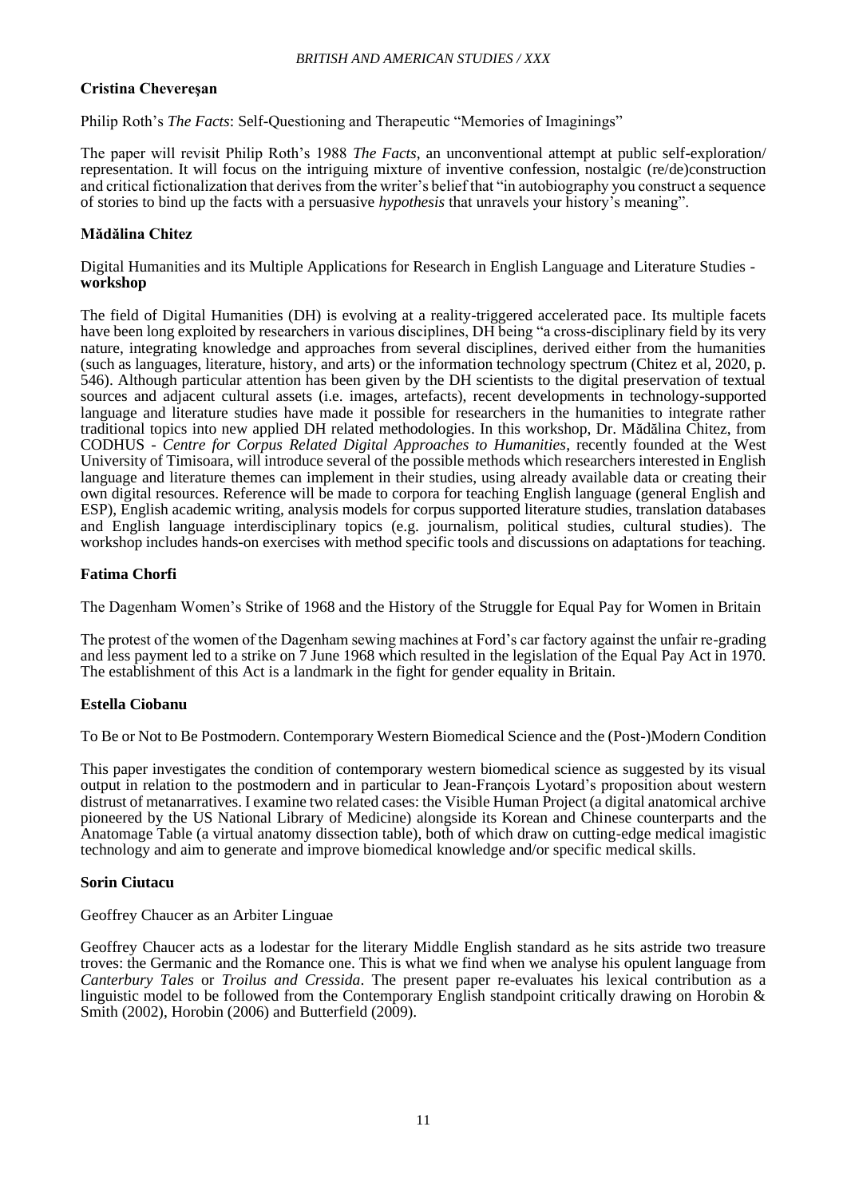**Cristina Chevereşan**

Philip Roth's *The Facts*: Self-Questioning and Therapeutic "Memories of Imaginings"

The paper will revisit Philip Roth's 1988 *The Facts*, an unconventional attempt at public self-exploration/ representation. It will focus on the intriguing mixture of inventive confession, nostalgic (re/de)construction and critical fictionalization that derives from the writer's belief that "in autobiography you construct a sequence of stories to bind up the facts with a persuasive *hypothesis* that unravels your history's meaning".

**Mădălina Chitez**

Digital Humanities and its Multiple Applications for Research in English Language and Literature Studies - **workshop**

The field of Digital Humanities (DH) is evolving at a reality-triggered accelerated pace. Its multiple facets have been long exploited by researchers in various disciplines, DH being "a cross-disciplinary field by its very nature, integrating knowledge and approaches from several disciplines, derived either from the humanities (such as languages, literature, history, and arts) or the information technology spectrum (Chitez et al, 2020, p. 546). Although particular attention has been given by the DH scientists to the digital preservation of textual sources and adjacent cultural assets (i.e. images, artefacts), recent developments in technology-supported language and literature studies have made it possible for researchers in the humanities to integrate rather traditional topics into new applied DH related methodologies. In this workshop, Dr. Mădălina Chitez, from CODHUS - *Centre for Corpus Related Digital Approaches to Humanities*, recently founded at the West University of Timisoara, will introduce several of the possible methods which researchers interested in English language and literature themes can implement in their studies, using already available data or creating their own digital resources. Reference will be made to corpora for teaching English language (general English and ESP), English academic writing, analysis models for corpus supported literature studies, translation databases and English language interdisciplinary topics (e.g. journalism, political studies, cultural studies). The workshop includes hands-on exercises with method specific tools and discussions on adaptations for teaching.

**Fatima Chorfi**

The Dagenham Women's Strike of 1968 and the History of the Struggle for Equal Pay for Women in Britain

The protest of the women of the Dagenham sewing machines at Ford's car factory against the unfair re-grading and less payment led to a strike on 7 June 1968 which resulted in the legislation of the Equal Pay Act in 1970. The establishment of this Act is a landmark in the fight for gender equality in Britain.

**Estella Ciobanu**

To Be or Not to Be Postmodern. Contemporary Western Biomedical Science and the (Post-)Modern Condition

This paper investigates the condition of contemporary western biomedical science as suggested by its visual output in relation to the postmodern and in particular to Jean-François Lyotard's proposition about western distrust of metanarratives. I examine two related cases: the Visible Human Project (a digital anatomical archive pioneered by the US National Library of Medicine) alongside its Korean and Chinese counterparts and the Anatomage Table (a virtual anatomy dissection table), both of which draw on cutting-edge medical imagistic technology and aim to generate and improve biomedical knowledge and/or specific medical skills.

**Sorin Ciutacu**

Geoffrey Chaucer as an Arbiter Linguae

Geoffrey Chaucer acts as a lodestar for the literary Middle English standard as he sits astride two treasure troves: the Germanic and the Romance one. This is what we find when we analyse his opulent language from *Canterbury Tales* or *Troilus and Cressida*. The present paper re-evaluates his lexical contribution as a linguistic model to be followed from the Contemporary English standpoint critically drawing on Horobin & Smith (2002), Horobin (2006) and Butterfield (2009).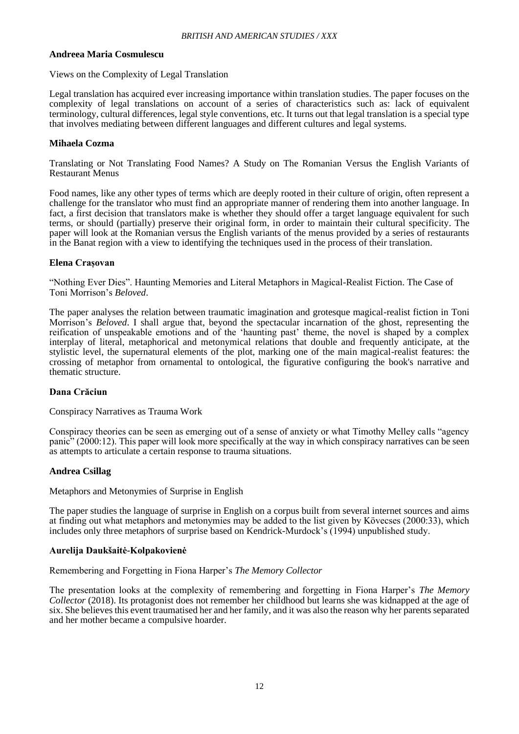**Andreea Maria Cosmulescu**

Views on the Complexity of Legal Translation

Legal translation has acquired ever increasing importance within translation studies. The paper focuses on the complexity of legal translations on account of a series of characteristics such as: lack of equivalent terminology, cultural differences, legal style conventions, etc. It turns out that legal translation is a special type that involves mediating between different languages and different cultures and legal systems.

**Mihaela Cozma**

Translating or Not Translating Food Names? A Study on The Romanian Versus the English Variants of Restaurant Menus

Food names, like any other types of terms which are deeply rooted in their culture of origin, often represent a challenge for the translator who must find an appropriate manner of rendering them into another language. In fact, a first decision that translators make is whether they should offer a target language equivalent for such terms, or should (partially) preserve their original form, in order to maintain their cultural specificity. The paper will look at the Romanian versus the English variants of the menus provided by a series of restaurants in the Banat region with a view to identifying the techniques used in the process of their translation.

**Elena Crașovan**

"Nothing Ever Dies". Haunting Memories and Literal Metaphors in Magical-Realist Fiction. The Case of Toni Morrison's *Beloved*.

The paper analyses the relation between traumatic imagination and grotesque magical-realist fiction in Toni Morrison's *Beloved*. I shall argue that, beyond the spectacular incarnation of the ghost, representing the reification of unspeakable emotions and of the 'haunting past' theme, the novel is shaped by a complex interplay of literal, metaphorical and metonymical relations that double and frequently anticipate, at the stylistic level, the supernatural elements of the plot, marking one of the main magical-realist features: the crossing of metaphor from ornamental to ontological, the figurative configuring the book's narrative and thematic structure.

**Dana Crăciun**

Conspiracy Narratives as Trauma Work

Conspiracy theories can be seen as emerging out of a sense of anxiety or what Timothy Melley calls "agency panic" (2000:12). This paper will look more specifically at the way in which conspiracy narratives can be seen as attempts to articulate a certain response to trauma situations.

**Andrea Csillag**

Metaphors and Metonymies of Surprise in English

The paper studies the language of surprise in English on a corpus built from several internet sources and aims at finding out what metaphors and metonymies may be added to the list given by Kövecses (2000:33), which includes only three metaphors of surprise based on Kendrick-Murdock's (1994) unpublished study.

**Aurelija Daukšaitė-Kolpakovienė**

Remembering and Forgetting in Fiona Harper's *The Memory Collector*

The presentation looks at the complexity of remembering and forgetting in Fiona Harper's *The Memory Collector* (2018). Its protagonist does not remember her childhood but learns she was kidnapped at the age of six. She believes this event traumatised her and her family, and it was also the reason why her parents separated and her mother became a compulsive hoarder.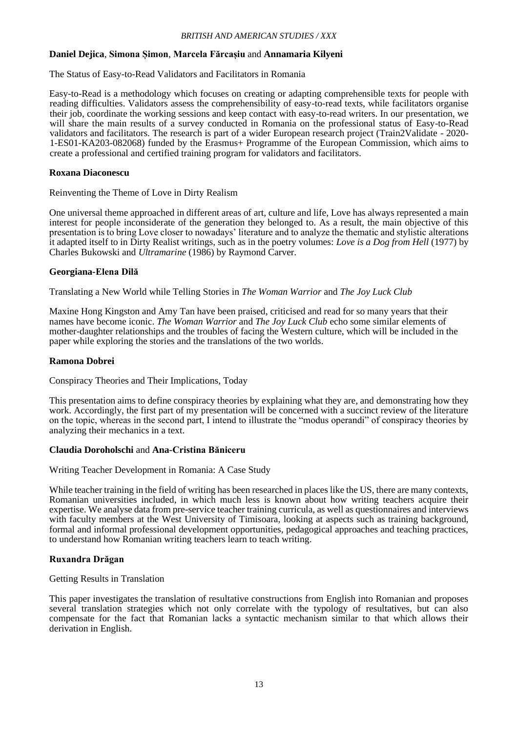**Daniel Dejica**, **Simona Șimon**, **Marcela Fărcașiu** and **Annamaria Kilyeni**

The Status of Easy-to-Read Validators and Facilitators in Romania

Easy-to-Read is a methodology which focuses on creating or adapting comprehensible texts for people with reading difficulties. Validators assess the comprehensibility of easy-to-read texts, while facilitators organise their job, coordinate the working sessions and keep contact with easy-to-read writers. In our presentation, we will share the main results of a survey conducted in Romania on the professional status of Easy-to-Read validators and facilitators. The research is part of a wider European research project (Train2Validate - 2020-1-ES01-KA203-082068) funded by the Erasmus+ Programme of the European Commission, which aims to create a professional and certified training program for validators and facilitators.

**Roxana Diaconescu**

Reinventing the Theme of Love in Dirty Realism

One universal theme approached in different areas of art, culture and life, Love has always represented a main interest for people inconsiderate of the generation they belonged to. As a result, the main objective of this presentation is to bring Love closer to nowadays' literature and to analyze the thematic and stylistic alterations it adapted itself to in Dirty Realist writings, such as in the poetry volumes: *Love is a Dog from Hell* (1977) by Charles Bukowski and *Ultramarine* (1986) by Raymond Carver.

**Georgiana-Elena Dilă**

Translating a New World while Telling Stories in *The Woman Warrior* and *The Joy Luck Club*

Maxine Hong Kingston and Amy Tan have been praised, criticised and read for so many years that their names have become iconic. *The Woman Warrior* and *The Joy Luck Club* echo some similar elements of mother-daughter relationships and the troubles of facing the Western culture, which will be included in the paper while exploring the stories and the translations of the two worlds.

**Ramona Dobrei**

Conspiracy Theories and Their Implications, Today

This presentation aims to define conspiracy theories by explaining what they are, and demonstrating how they work. Accordingly, the first part of my presentation will be concerned with a succinct review of the literature on the topic, whereas in the second part, I intend to illustrate the "modus operandi" of conspiracy theories by analyzing their mechanics in a text.

**Claudia Doroholschi** and **Ana-Cristina Băniceru**

Writing Teacher Development in Romania: A Case Study

While teacher training in the field of writing has been researched in places like the US, there are many contexts, Romanian universities included, in which much less is known about how writing teachers acquire their expertise. We analyse data from pre-service teacher training curricula, as well as questionnaires and interviews with faculty members at the West University of Timisoara, looking at aspects such as training background, formal and informal professional development opportunities, pedagogical approaches and teaching practices, to understand how Romanian writing teachers learn to teach writing.

**Ruxandra Drăgan**

Getting Results in Translation

This paper investigates the translation of resultative constructions from English into Romanian and proposes several translation strategies which not only correlate with the typology of resultatives, but can also compensate for the fact that Romanian lacks a syntactic mechanism similar to that which allows their derivation in English.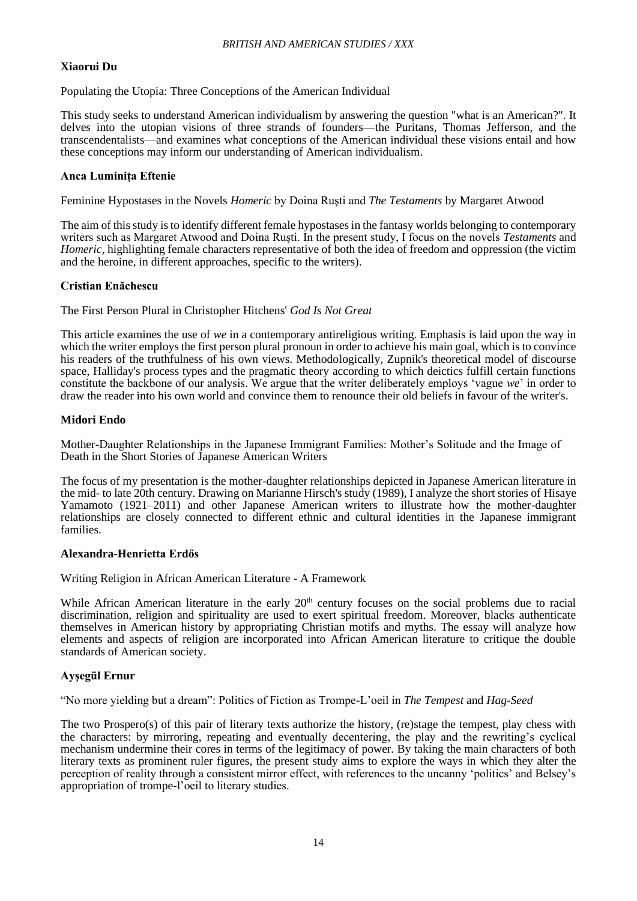**Xiaorui Du**

Populating the Utopia: Three Conceptions of the American Individual

This study seeks to understand American individualism by answering the question "what is an American?". It delves into the utopian visions of three strands of founders—the Puritans, Thomas Jefferson, and the transcendentalists—and examines what conceptions of the American individual these visions entail and how these conceptions may inform our understanding of American individualism.

**Anca Luminița Eftenie**

Feminine Hypostases in the Novels *Homeric* by Doina Ruști and *The Testaments* by Margaret Atwood

The aim of this study is to identify different female hypostases in the fantasy worlds belonging to contemporary writers such as Margaret Atwood and Doina Ruști. In the present study, I focus on the novels *Testaments* and *Homeric*, highlighting female characters representative of both the idea of freedom and oppression (the victim and the heroine, in different approaches, specific to the writers).

**Cristian Enăchescu**

The First Person Plural in Christopher Hitchens' *God Is Not Great*

This article examines the use of *we* in a contemporary antireligious writing. Emphasis is laid upon the way in which the writer employs the first person plural pronoun in order to achieve his main goal, which is to convince his readers of the truthfulness of his own views. Methodologically, Zupnik's theoretical model of discourse space, Halliday's process types and the pragmatic theory according to which deictics fulfill certain functions constitute the backbone of our analysis. We argue that the writer deliberately employs 'vague *we*' in order to draw the reader into his own world and convince them to renounce their old beliefs in favour of the writer's.

**Midori Endo**

Mother-Daughter Relationships in the Japanese Immigrant Families: Mother's Solitude and the Image of Death in the Short Stories of Japanese American Writers

The focus of my presentation is the mother-daughter relationships depicted in Japanese American literature in the mid- to late 20th century. Drawing on Marianne Hirsch's study (1989), I analyze the short stories of Hisaye Yamamoto (1921–2011) and other Japanese American writers to illustrate how the mother-daughter relationships are closely connected to different ethnic and cultural identities in the Japanese immigrant families.

**Alexandra-Henrietta Erdős**

Writing Religion in African American Literature - A Framework

While African American literature in the early 20th century focuses on the social problems due to racial discrimination, religion and spirituality are used to exert spiritual freedom. Moreover, blacks authenticate themselves in American history by appropriating Christian motifs and myths. The essay will analyze how elements and aspects of religion are incorporated into African American literature to critique the double standards of American society.

**Ayşegül Ernur**

"No more yielding but a dream": Politics of Fiction as Trompe-L'oeil in *The Tempest* and *Hag-Seed*

The two Prospero(s) of this pair of literary texts authorize the history, (re)stage the tempest, play chess with the characters: by mirroring, repeating and eventually decentering, the play and the rewriting's cyclical mechanism undermine their cores in terms of the legitimacy of power. By taking the main characters of both literary texts as prominent ruler figures, the present study aims to explore the ways in which they alter the perception of reality through a consistent mirror effect, with references to the uncanny 'politics' and Belsey's appropriation of trompe-l'oeil to literary studies.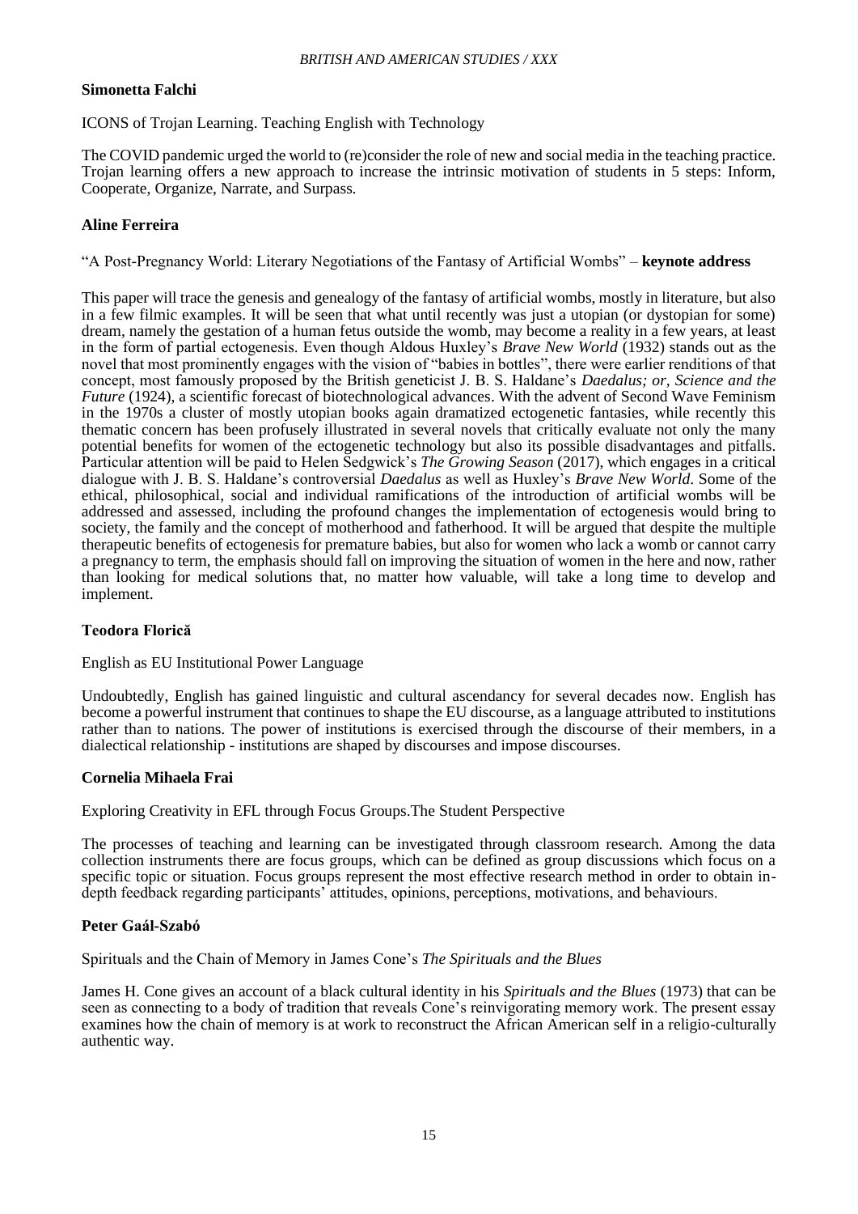**Simonetta Falchi**

ICONS of Trojan Learning. Teaching English with Technology

The COVID pandemic urged the world to (re)consider the role of new and social media in the teaching practice. Trojan learning offers a new approach to increase the intrinsic motivation of students in 5 steps: Inform, Cooperate, Organize, Narrate, and Surpass.

**Aline Ferreira**

"A Post-Pregnancy World: Literary Negotiations of the Fantasy of Artificial Wombs" – **keynote address**

This paper will trace the genesis and genealogy of the fantasy of artificial wombs, mostly in literature, but also in a few filmic examples. It will be seen that what until recently was just a utopian (or dystopian for some) dream, namely the gestation of a human fetus outside the womb, may become a reality in a few years, at least in the form of partial ectogenesis. Even though Aldous Huxley's *Brave New World* (1932) stands out as the novel that most prominently engages with the vision of "babies in bottles", there were earlier renditions of that concept, most famously proposed by the British geneticist J. B. S. Haldane's *Daedalus; or, Science and the Future* (1924), a scientific forecast of biotechnological advances. With the advent of Second Wave Feminism in the 1970s a cluster of mostly utopian books again dramatized ectogenetic fantasies, while recently this thematic concern has been profusely illustrated in several novels that critically evaluate not only the many potential benefits for women of the ectogenetic technology but also its possible disadvantages and pitfalls. Particular attention will be paid to Helen Sedgwick's *The Growing Season* (2017), which engages in a critical dialogue with J. B. S. Haldane's controversial *Daedalus* as well as Huxley's *Brave New World*. Some of the ethical, philosophical, social and individual ramifications of the introduction of artificial wombs will be addressed and assessed, including the profound changes the implementation of ectogenesis would bring to society, the family and the concept of motherhood and fatherhood. It will be argued that despite the multiple therapeutic benefits of ectogenesis for premature babies, but also for women who lack a womb or cannot carry a pregnancy to term, the emphasis should fall on improving the situation of women in the here and now, rather than looking for medical solutions that, no matter how valuable, will take a long time to develop and implement.

**Teodora Florică**

English as EU Institutional Power Language

Undoubtedly, English has gained linguistic and cultural ascendancy for several decades now. English has become a powerful instrument that continues to shape the EU discourse, as a language attributed to institutions rather than to nations. The power of institutions is exercised through the discourse of their members, in a dialectical relationship - institutions are shaped by discourses and impose discourses.

**Cornelia Mihaela Frai**

Exploring Creativity in EFL through Focus Groups.The Student Perspective

The processes of teaching and learning can be investigated through classroom research. Among the data collection instruments there are focus groups, which can be defined as group discussions which focus on a specific topic or situation. Focus groups represent the most effective research method in order to obtain in-depth feedback regarding participants' attitudes, opinions, perceptions, motivations, and behaviours.

**Peter Gaál-Szabó**

Spirituals and the Chain of Memory in James Cone's *The Spirituals and the Blues*

James H. Cone gives an account of a black cultural identity in his *Spirituals and the Blues* (1973) that can be seen as connecting to a body of tradition that reveals Cone's reinvigorating memory work. The present essay examines how the chain of memory is at work to reconstruct the African American self in a religio-culturally authentic way.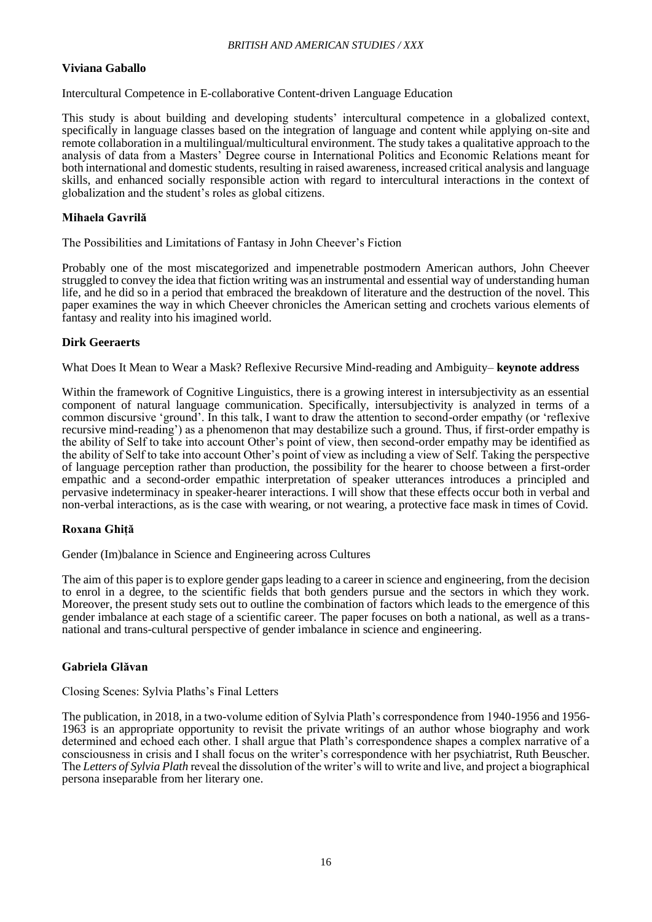### Viviana Gaballo

Intercultural Competence in E-collaborative Content-driven Language Education

This study is about building and developing students' intercultural competence in a globalized context, specifically in language classes based on the integration of language and content while applying on-site and remote collaboration in a multilingual/multicultural environment. The study takes a qualitative approach to the analysis of data from a Masters' Degree course in International Politics and Economic Relations meant for both international and domestic students, resulting in raised awareness, increased critical analysis and language skills, and enhanced socially responsible action with regard to intercultural interactions in the context of globalization and the student's roles as global citizens.

### Mihaela Gavrilă

The Possibilities and Limitations of Fantasy in John Cheever's Fiction

Probably one of the most miscategorized and impenetrable postmodern American authors, John Cheever struggled to convey the idea that fiction writing was an instrumental and essential way of understanding human life, and he did so in a period that embraced the breakdown of literature and the destruction of the novel. This paper examines the way in which Cheever chronicles the American setting and crochets various elements of fantasy and reality into his imagined world.

### Dirk Geeraerts

What Does It Mean to Wear a Mask? Reflexive Recursive Mind-reading and Ambiguity– **keynote address**

Within the framework of Cognitive Linguistics, there is a growing interest in intersubjectivity as an essential component of natural language communication. Specifically, intersubjectivity is analyzed in terms of a common discursive 'ground'. In this talk, I want to draw the attention to second-order empathy (or 'reflexive recursive mind-reading') as a phenomenon that may destabilize such a ground. Thus, if first-order empathy is the ability of Self to take into account Other's point of view, then second-order empathy may be identified as the ability of Self to take into account Other's point of view as including a view of Self. Taking the perspective of language perception rather than production, the possibility for the hearer to choose between a first-order empathic and a second-order empathic interpretation of speaker utterances introduces a principled and pervasive indeterminacy in speaker-hearer interactions. I will show that these effects occur both in verbal and non-verbal interactions, as is the case with wearing, or not wearing, a protective face mask in times of Covid.

### Roxana Ghiță

Gender (Im)balance in Science and Engineering across Cultures

The aim of this paper is to explore gender gaps leading to a career in science and engineering, from the decision to enrol in a degree, to the scientific fields that both genders pursue and the sectors in which they work. Moreover, the present study sets out to outline the combination of factors which leads to the emergence of this gender imbalance at each stage of a scientific career. The paper focuses on both a national, as well as a trans-national and trans-cultural perspective of gender imbalance in science and engineering.

### Gabriela Glăvan

Closing Scenes: Sylvia Plaths's Final Letters

The publication, in 2018, in a two-volume edition of Sylvia Plath's correspondence from 1940-1956 and 1956-1963 is an appropriate opportunity to revisit the private writings of an author whose biography and work determined and echoed each other. I shall argue that Plath's correspondence shapes a complex narrative of a consciousness in crisis and I shall focus on the writer's correspondence with her psychiatrist, Ruth Beuscher. The *Letters of Sylvia Plath* reveal the dissolution of the writer's will to write and live, and project a biographical persona inseparable from her literary one.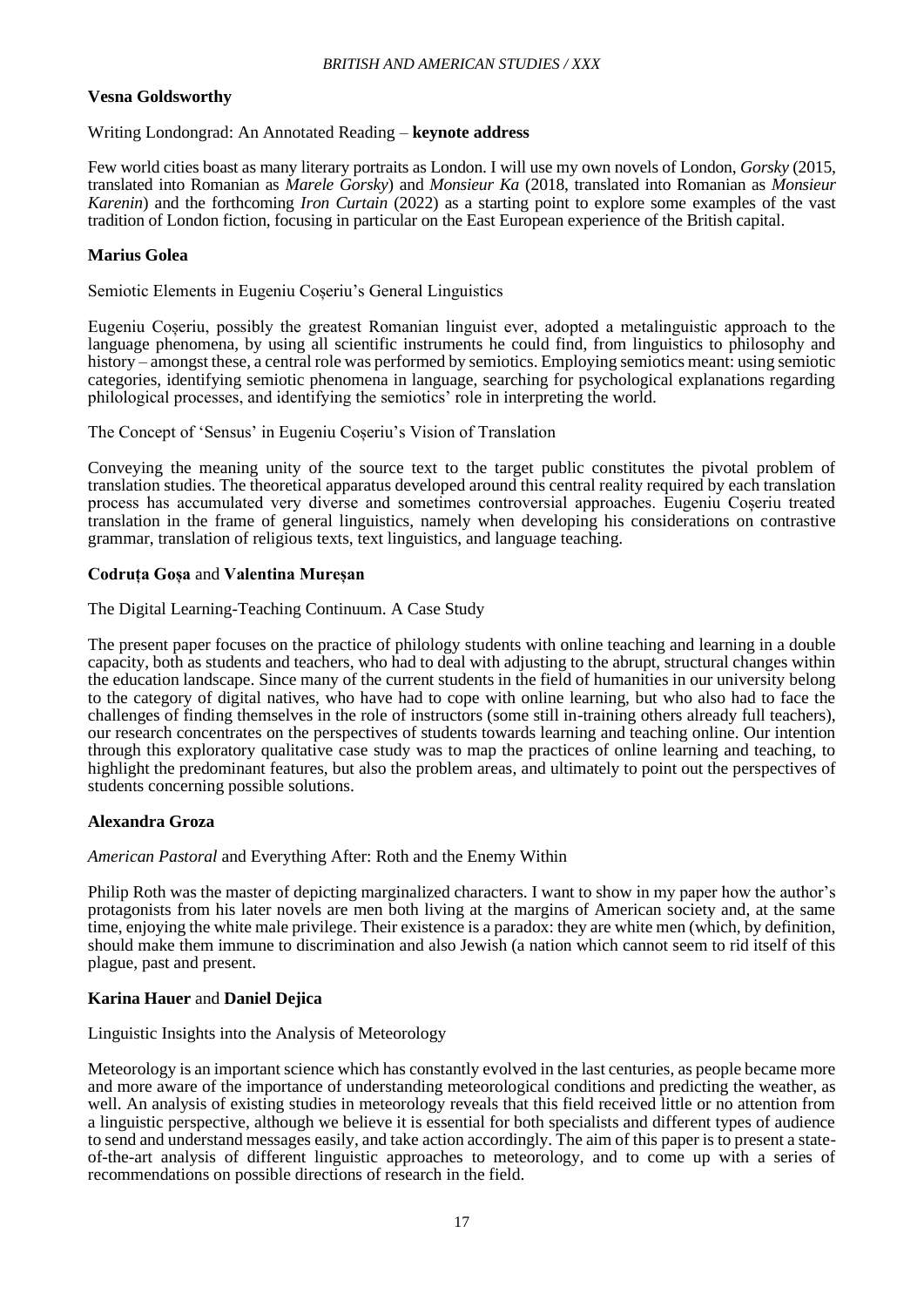**Vesna Goldsworthy**

Writing Londongrad: An Annotated Reading – **keynote address**

Few world cities boast as many literary portraits as London. I will use my own novels of London, *Gorsky* (2015, translated into Romanian as *Marele Gorsky*) and *Monsieur Ka* (2018, translated into Romanian as *Monsieur Karenin*) and the forthcoming *Iron Curtain* (2022) as a starting point to explore some examples of the vast tradition of London fiction, focusing in particular on the East European experience of the British capital.

**Marius Golea**

Semiotic Elements in Eugeniu Coșeriu's General Linguistics

Eugeniu Coșeriu, possibly the greatest Romanian linguist ever, adopted a metalinguistic approach to the language phenomena, by using all scientific instruments he could find, from linguistics to philosophy and history – amongst these, a central role was performed by semiotics. Employing semiotics meant: using semiotic categories, identifying semiotic phenomena in language, searching for psychological explanations regarding philological processes, and identifying the semiotics' role in interpreting the world.

The Concept of 'Sensus' in Eugeniu Coșeriu's Vision of Translation

Conveying the meaning unity of the source text to the target public constitutes the pivotal problem of translation studies. The theoretical apparatus developed around this central reality required by each translation process has accumulated very diverse and sometimes controversial approaches. Eugeniu Coșeriu treated translation in the frame of general linguistics, namely when developing his considerations on contrastive grammar, translation of religious texts, text linguistics, and language teaching.

**Codruța Goșa** and **Valentina Mureșan**

The Digital Learning-Teaching Continuum. A Case Study

The present paper focuses on the practice of philology students with online teaching and learning in a double capacity, both as students and teachers, who had to deal with adjusting to the abrupt, structural changes within the education landscape. Since many of the current students in the field of humanities in our university belong to the category of digital natives, who have had to cope with online learning, but who also had to face the challenges of finding themselves in the role of instructors (some still in-training others already full teachers), our research concentrates on the perspectives of students towards learning and teaching online. Our intention through this exploratory qualitative case study was to map the practices of online learning and teaching, to highlight the predominant features, but also the problem areas, and ultimately to point out the perspectives of students concerning possible solutions.

**Alexandra Groza**

*American Pastoral* and Everything After: Roth and the Enemy Within

Philip Roth was the master of depicting marginalized characters. I want to show in my paper how the author's protagonists from his later novels are men both living at the margins of American society and, at the same time, enjoying the white male privilege. Their existence is a paradox: they are white men (which, by definition, should make them immune to discrimination and also Jewish (a nation which cannot seem to rid itself of this plague, past and present.

**Karina Hauer** and **Daniel Dejica**

Linguistic Insights into the Analysis of Meteorology

Meteorology is an important science which has constantly evolved in the last centuries, as people became more and more aware of the importance of understanding meteorological conditions and predicting the weather, as well. An analysis of existing studies in meteorology reveals that this field received little or no attention from a linguistic perspective, although we believe it is essential for both specialists and different types of audience to send and understand messages easily, and take action accordingly. The aim of this paper is to present a state-of-the-art analysis of different linguistic approaches to meteorology, and to come up with a series of recommendations on possible directions of research in the field.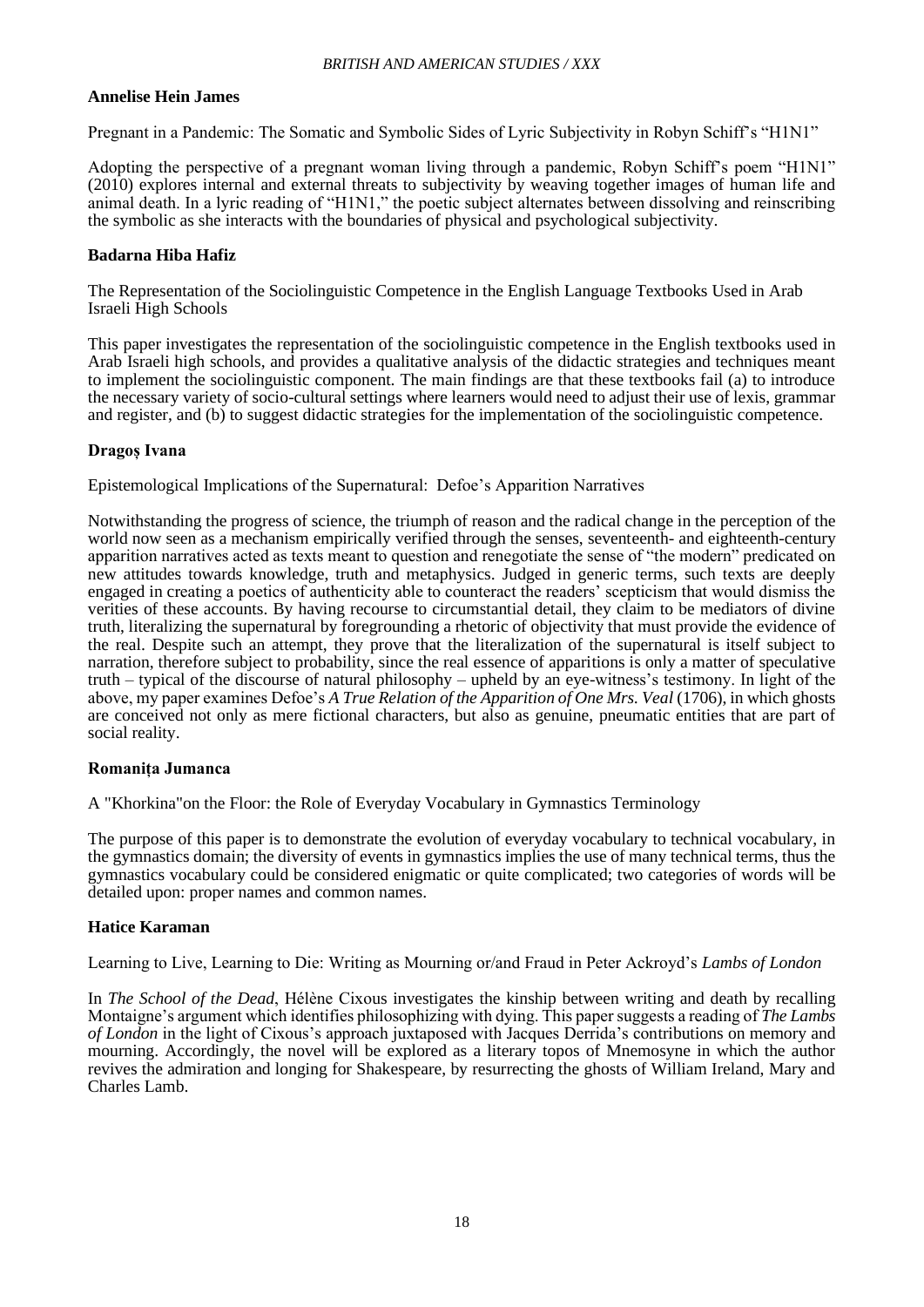**Annelise Hein James**

Pregnant in a Pandemic: The Somatic and Symbolic Sides of Lyric Subjectivity in Robyn Schiff's "H1N1"

Adopting the perspective of a pregnant woman living through a pandemic, Robyn Schiff's poem "H1N1" (2010) explores internal and external threats to subjectivity by weaving together images of human life and animal death. In a lyric reading of "H1N1," the poetic subject alternates between dissolving and reinscribing the symbolic as she interacts with the boundaries of physical and psychological subjectivity.

**Badarna Hiba Hafiz**

The Representation of the Sociolinguistic Competence in the English Language Textbooks Used in Arab Israeli High Schools

This paper investigates the representation of the sociolinguistic competence in the English textbooks used in Arab Israeli high schools, and provides a qualitative analysis of the didactic strategies and techniques meant to implement the sociolinguistic component. The main findings are that these textbooks fail (a) to introduce the necessary variety of socio-cultural settings where learners would need to adjust their use of lexis, grammar and register, and (b) to suggest didactic strategies for the implementation of the sociolinguistic competence.

**Dragoș Ivana**

Epistemological Implications of the Supernatural: Defoe's Apparition Narratives

Notwithstanding the progress of science, the triumph of reason and the radical change in the perception of the world now seen as a mechanism empirically verified through the senses, seventeenth- and eighteenth-century apparition narratives acted as texts meant to question and renegotiate the sense of "the modern" predicated on new attitudes towards knowledge, truth and metaphysics. Judged in generic terms, such texts are deeply engaged in creating a poetics of authenticity able to counteract the readers' scepticism that would dismiss the verities of these accounts. By having recourse to circumstantial detail, they claim to be mediators of divine truth, literalizing the supernatural by foregrounding a rhetoric of objectivity that must provide the evidence of the real. Despite such an attempt, they prove that the literalization of the supernatural is itself subject to narration, therefore subject to probability, since the real essence of apparitions is only a matter of speculative truth – typical of the discourse of natural philosophy – upheld by an eye-witness's testimony. In light of the above, my paper examines Defoe's *A True Relation of the Apparition of One Mrs. Veal* (1706), in which ghosts are conceived not only as mere fictional characters, but also as genuine, pneumatic entities that are part of social reality.

**Romanița Jumanca**

A "Khorkina"on the Floor: the Role of Everyday Vocabulary in Gymnastics Terminology

The purpose of this paper is to demonstrate the evolution of everyday vocabulary to technical vocabulary, in the gymnastics domain; the diversity of events in gymnastics implies the use of many technical terms, thus the gymnastics vocabulary could be considered enigmatic or quite complicated; two categories of words will be detailed upon: proper names and common names.

**Hatice Karaman**

Learning to Live, Learning to Die: Writing as Mourning or/and Fraud in Peter Ackroyd's *Lambs of London*

In *The School of the Dead*, Hélène Cixous investigates the kinship between writing and death by recalling Montaigne's argument which identifies philosophizing with dying. This paper suggests a reading of *The Lambs of London* in the light of Cixous's approach juxtaposed with Jacques Derrida's contributions on memory and mourning. Accordingly, the novel will be explored as a literary topos of Mnemosyne in which the author revives the admiration and longing for Shakespeare, by resurrecting the ghosts of William Ireland, Mary and Charles Lamb.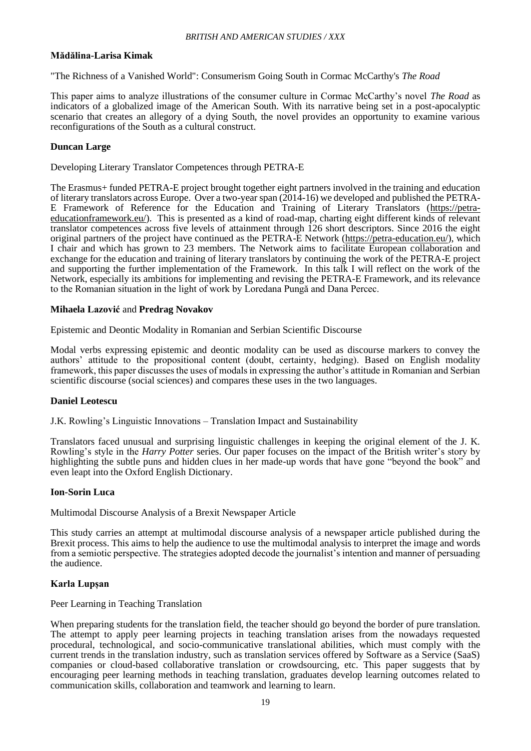**Mădălina-Larisa Kimak**

"The Richness of a Vanished World": Consumerism Going South in Cormac McCarthy's *The Road*

This paper aims to analyze illustrations of the consumer culture in Cormac McCarthy's novel *The Road* as indicators of a globalized image of the American South. With its narrative being set in a post-apocalyptic scenario that creates an allegory of a dying South, the novel provides an opportunity to examine various reconfigurations of the South as a cultural construct.

**Duncan Large**

Developing Literary Translator Competences through PETRA-E

The Erasmus+ funded PETRA-E project brought together eight partners involved in the training and education of literary translators across Europe. Over a two-year span (2014-16) we developed and published the PETRA-E Framework of Reference for the Education and Training of Literary Translators (https://petra-educationframework.eu/). This is presented as a kind of road-map, charting eight different kinds of relevant translator competences across five levels of attainment through 126 short descriptors. Since 2016 the eight original partners of the project have continued as the PETRA-E Network (https://petra-education.eu/), which I chair and which has grown to 23 members. The Network aims to facilitate European collaboration and exchange for the education and training of literary translators by continuing the work of the PETRA-E project and supporting the further implementation of the Framework. In this talk I will reflect on the work of the Network, especially its ambitions for implementing and revising the PETRA-E Framework, and its relevance to the Romanian situation in the light of work by Loredana Pungă and Dana Percec.

**Mihaela Lazović** and **Predrag Novakov**

Epistemic and Deontic Modality in Romanian and Serbian Scientific Discourse

Modal verbs expressing epistemic and deontic modality can be used as discourse markers to convey the authors' attitude to the propositional content (doubt, certainty, hedging). Based on English modality framework, this paper discusses the uses of modals in expressing the author's attitude in Romanian and Serbian scientific discourse (social sciences) and compares these uses in the two languages.

**Daniel Leotescu**

J.K. Rowling's Linguistic Innovations – Translation Impact and Sustainability

Translators faced unusual and surprising linguistic challenges in keeping the original element of the J. K. Rowling's style in the *Harry Potter* series. Our paper focuses on the impact of the British writer's story by highlighting the subtle puns and hidden clues in her made-up words that have gone "beyond the book" and even leapt into the Oxford English Dictionary.

**Ion-Sorin Luca**

Multimodal Discourse Analysis of a Brexit Newspaper Article

This study carries an attempt at multimodal discourse analysis of a newspaper article published during the Brexit process. This aims to help the audience to use the multimodal analysis to interpret the image and words from a semiotic perspective. The strategies adopted decode the journalist's intention and manner of persuading the audience.

**Karla Lupșan**

Peer Learning in Teaching Translation

When preparing students for the translation field, the teacher should go beyond the border of pure translation. The attempt to apply peer learning projects in teaching translation arises from the nowadays requested procedural, technological, and socio-communicative translational abilities, which must comply with the current trends in the translation industry, such as translation services offered by Software as a Service (SaaS) companies or cloud-based collaborative translation or crowdsourcing, etc. This paper suggests that by encouraging peer learning methods in teaching translation, graduates develop learning outcomes related to communication skills, collaboration and teamwork and learning to learn.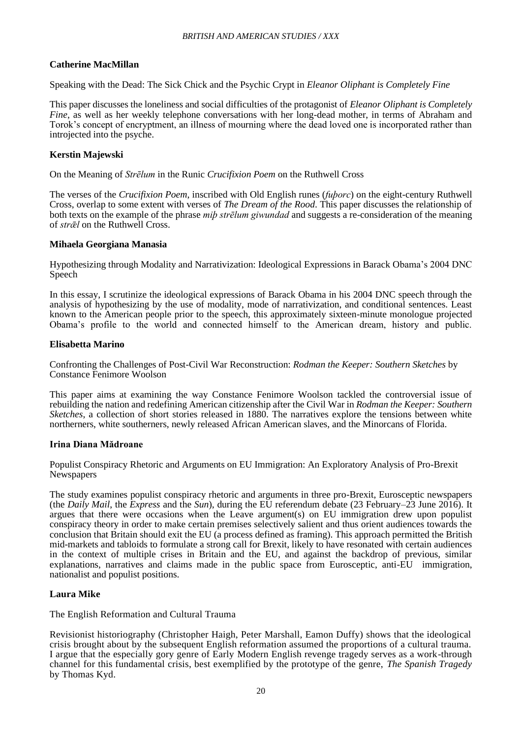**Catherine MacMillan**

Speaking with the Dead: The Sick Chick and the Psychic Crypt in *Eleanor Oliphant is Completely Fine*

This paper discusses the loneliness and social difficulties of the protagonist of *Eleanor Oliphant is Completely Fine*, as well as her weekly telephone conversations with her long-dead mother, in terms of Abraham and Torok's concept of encryptment, an illness of mourning where the dead loved one is incorporated rather than introjected into the psyche.

**Kerstin Majewski**

On the Meaning of *Strēlum* in the Runic *Crucifixion Poem* on the Ruthwell Cross

The verses of the *Crucifixion Poem*, inscribed with Old English runes (*fuþorc*) on the eight-century Ruthwell Cross, overlap to some extent with verses of *The Dream of the Rood*. This paper discusses the relationship of both texts on the example of the phrase *miþ strēlum giwundad* and suggests a re-consideration of the meaning of *strǣl* on the Ruthwell Cross.

**Mihaela Georgiana Manasia**

Hypothesizing through Modality and Narrativization: Ideological Expressions in Barack Obama's 2004 DNC Speech

In this essay, I scrutinize the ideological expressions of Barack Obama in his 2004 DNC speech through the analysis of hypothesizing by the use of modality, mode of narrativization, and conditional sentences. Least known to the American people prior to the speech, this approximately sixteen-minute monologue projected Obama's profile to the world and connected himself to the American dream, history and public.

**Elisabetta Marino**

Confronting the Challenges of Post-Civil War Reconstruction: *Rodman the Keeper: Southern Sketches* by Constance Fenimore Woolson

This paper aims at examining the way Constance Fenimore Woolson tackled the controversial issue of rebuilding the nation and redefining American citizenship after the Civil War in *Rodman the Keeper: Southern Sketches*, a collection of short stories released in 1880. The narratives explore the tensions between white northerners, white southerners, newly released African American slaves, and the Minorcans of Florida.

**Irina Diana Mădroane**

Populist Conspiracy Rhetoric and Arguments on EU Immigration: An Exploratory Analysis of Pro-Brexit Newspapers

The study examines populist conspiracy rhetoric and arguments in three pro-Brexit, Eurosceptic newspapers (the *Daily Mail*, the *Express* and the *Sun*), during the EU referendum debate (23 February–23 June 2016). It argues that there were occasions when the Leave argument(s) on EU immigration drew upon populist conspiracy theory in order to make certain premises selectively salient and thus orient audiences towards the conclusion that Britain should exit the EU (a process defined as framing). This approach permitted the British mid-markets and tabloids to formulate a strong call for Brexit, likely to have resonated with certain audiences in the context of multiple crises in Britain and the EU, and against the backdrop of previous, similar explanations, narratives and claims made in the public space from Eurosceptic, anti-EU immigration, nationalist and populist positions.

**Laura Mike**

The English Reformation and Cultural Trauma

Revisionist historiography (Christopher Haigh, Peter Marshall, Eamon Duffy) shows that the ideological crisis brought about by the subsequent English reformation assumed the proportions of a cultural trauma. I argue that the especially gory genre of Early Modern English revenge tragedy serves as a work-through channel for this fundamental crisis, best exemplified by the prototype of the genre, *The Spanish Tragedy* by Thomas Kyd.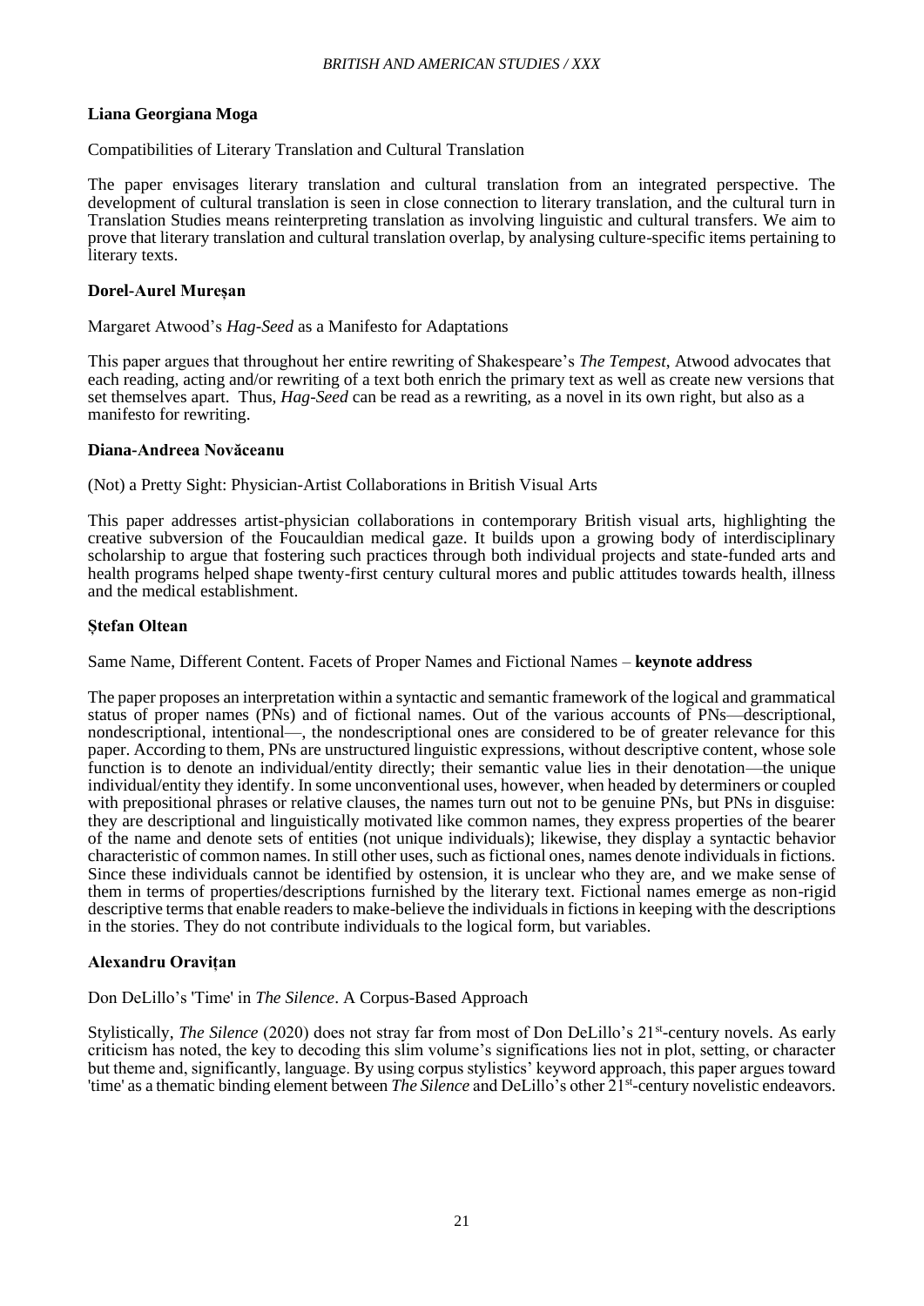**Liana Georgiana Moga**

Compatibilities of Literary Translation and Cultural Translation

The paper envisages literary translation and cultural translation from an integrated perspective. The development of cultural translation is seen in close connection to literary translation, and the cultural turn in Translation Studies means reinterpreting translation as involving linguistic and cultural transfers. We aim to prove that literary translation and cultural translation overlap, by analysing culture-specific items pertaining to literary texts.

**Dorel-Aurel Mureșan**

Margaret Atwood's *Hag-Seed* as a Manifesto for Adaptations

This paper argues that throughout her entire rewriting of Shakespeare's *The Tempest*, Atwood advocates that each reading, acting and/or rewriting of a text both enrich the primary text as well as create new versions that set themselves apart. Thus, *Hag-Seed* can be read as a rewriting, as a novel in its own right, but also as a manifesto for rewriting.

**Diana-Andreea Novăceanu**

(Not) a Pretty Sight: Physician-Artist Collaborations in British Visual Arts

This paper addresses artist-physician collaborations in contemporary British visual arts, highlighting the creative subversion of the Foucauldian medical gaze. It builds upon a growing body of interdisciplinary scholarship to argue that fostering such practices through both individual projects and state-funded arts and health programs helped shape twenty-first century cultural mores and public attitudes towards health, illness and the medical establishment.

**Ștefan Oltean**

Same Name, Different Content. Facets of Proper Names and Fictional Names – **keynote address**

The paper proposes an interpretation within a syntactic and semantic framework of the logical and grammatical status of proper names (PNs) and of fictional names. Out of the various accounts of PNs—descriptional, nondescriptional, intentional—, the nondescriptional ones are considered to be of greater relevance for this paper. According to them, PNs are unstructured linguistic expressions, without descriptive content, whose sole function is to denote an individual/entity directly; their semantic value lies in their denotation—the unique individual/entity they identify. In some unconventional uses, however, when headed by determiners or coupled with prepositional phrases or relative clauses, the names turn out not to be genuine PNs, but PNs in disguise: they are descriptional and linguistically motivated like common names, they express properties of the bearer of the name and denote sets of entities (not unique individuals); likewise, they display a syntactic behavior characteristic of common names. In still other uses, such as fictional ones, names denote individuals in fictions. Since these individuals cannot be identified by ostension, it is unclear who they are, and we make sense of them in terms of properties/descriptions furnished by the literary text. Fictional names emerge as non-rigid descriptive terms that enable readers to make-believe the individuals in fictions in keeping with the descriptions in the stories. They do not contribute individuals to the logical form, but variables.

**Alexandru Oravițan**

Don DeLillo's 'Time' in *The Silence*. A Corpus-Based Approach

Stylistically, *The Silence* (2020) does not stray far from most of Don DeLillo's 21st-century novels. As early criticism has noted, the key to decoding this slim volume's significations lies not in plot, setting, or character but theme and, significantly, language. By using corpus stylistics' keyword approach, this paper argues toward 'time' as a thematic binding element between *The Silence* and DeLillo's other 21st-century novelistic endeavors.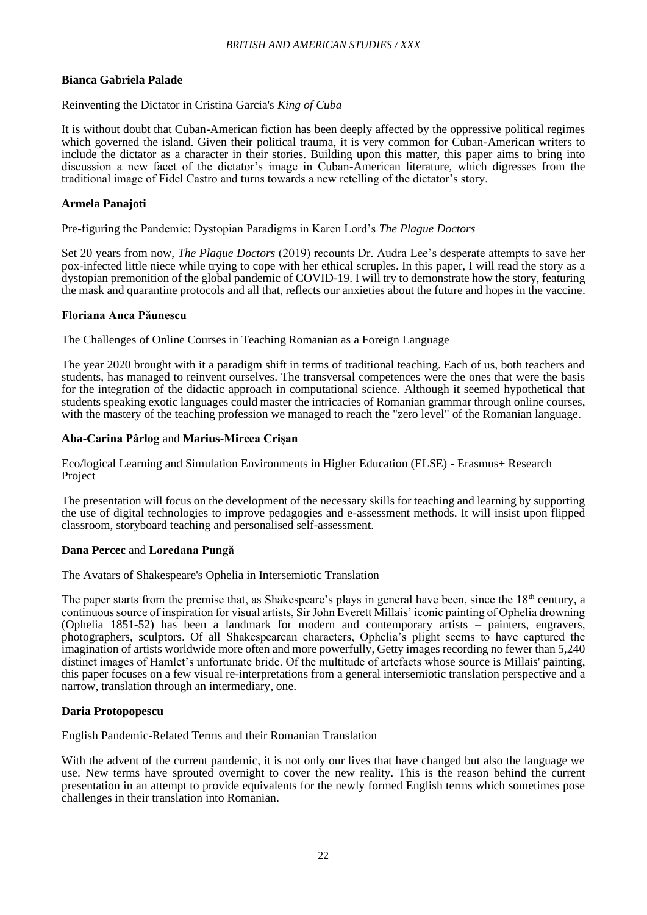**Bianca Gabriela Palade**

Reinventing the Dictator in Cristina Garcia's *King of Cuba*

It is without doubt that Cuban-American fiction has been deeply affected by the oppressive political regimes which governed the island. Given their political trauma, it is very common for Cuban-American writers to include the dictator as a character in their stories. Building upon this matter, this paper aims to bring into discussion a new facet of the dictator's image in Cuban-American literature, which digresses from the traditional image of Fidel Castro and turns towards a new retelling of the dictator's story.

**Armela Panajoti**

Pre-figuring the Pandemic: Dystopian Paradigms in Karen Lord's *The Plague Doctors*

Set 20 years from now, *The Plague Doctors* (2019) recounts Dr. Audra Lee's desperate attempts to save her pox-infected little niece while trying to cope with her ethical scruples. In this paper, I will read the story as a dystopian premonition of the global pandemic of COVID-19. I will try to demonstrate how the story, featuring the mask and quarantine protocols and all that, reflects our anxieties about the future and hopes in the vaccine.

**Floriana Anca Păunescu**

The Challenges of Online Courses in Teaching Romanian as a Foreign Language

The year 2020 brought with it a paradigm shift in terms of traditional teaching. Each of us, both teachers and students, has managed to reinvent ourselves. The transversal competences were the ones that were the basis for the integration of the didactic approach in computational science. Although it seemed hypothetical that students speaking exotic languages could master the intricacies of Romanian grammar through online courses, with the mastery of the teaching profession we managed to reach the "zero level" of the Romanian language.

**Aba-Carina Pârlog** and **Marius-Mircea Crișan**

Eco/logical Learning and Simulation Environments in Higher Education (ELSE) - Erasmus+ Research Project

The presentation will focus on the development of the necessary skills for teaching and learning by supporting the use of digital technologies to improve pedagogies and e-assessment methods. It will insist upon flipped classroom, storyboard teaching and personalised self-assessment.

**Dana Percec** and **Loredana Pungă**

The Avatars of Shakespeare's Ophelia in Intersemiotic Translation

The paper starts from the premise that, as Shakespeare's plays in general have been, since the 18th century, a continuous source of inspiration for visual artists, Sir John Everett Millais' iconic painting of Ophelia drowning (Ophelia 1851-52) has been a landmark for modern and contemporary artists – painters, engravers, photographers, sculptors. Of all Shakespearean characters, Ophelia's plight seems to have captured the imagination of artists worldwide more often and more powerfully, Getty images recording no fewer than 5,240 distinct images of Hamlet's unfortunate bride. Of the multitude of artefacts whose source is Millais' painting, this paper focuses on a few visual re-interpretations from a general intersemiotic translation perspective and a narrow, translation through an intermediary, one.

**Daria Protopopescu**

English Pandemic-Related Terms and their Romanian Translation

With the advent of the current pandemic, it is not only our lives that have changed but also the language we use. New terms have sprouted overnight to cover the new reality. This is the reason behind the current presentation in an attempt to provide equivalents for the newly formed English terms which sometimes pose challenges in their translation into Romanian.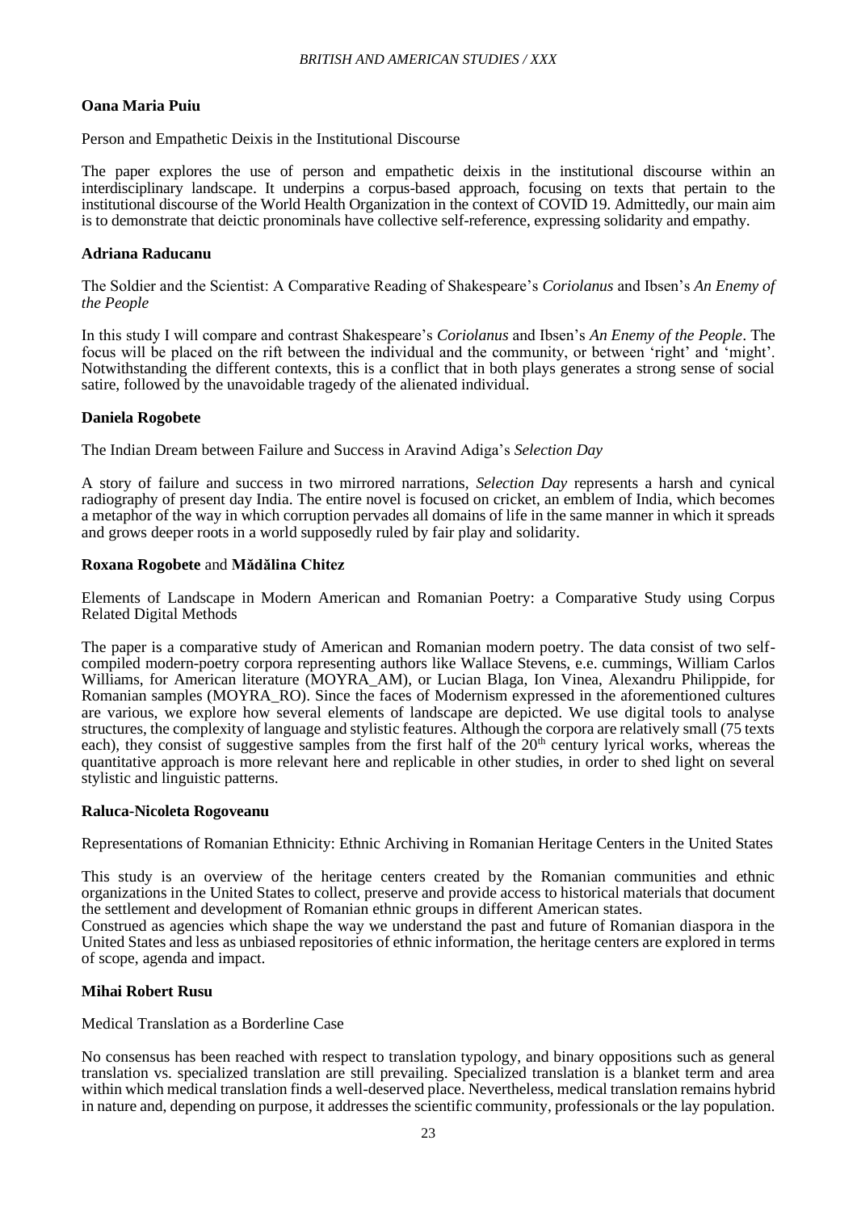**Oana Maria Puiu**

Person and Empathetic Deixis in the Institutional Discourse

The paper explores the use of person and empathetic deixis in the institutional discourse within an interdisciplinary landscape. It underpins a corpus-based approach, focusing on texts that pertain to the institutional discourse of the World Health Organization in the context of COVID 19. Admittedly, our main aim is to demonstrate that deictic pronominals have collective self-reference, expressing solidarity and empathy.

**Adriana Raducanu**

The Soldier and the Scientist: A Comparative Reading of Shakespeare's *Coriolanus* and Ibsen's *An Enemy of the People*

In this study I will compare and contrast Shakespeare's *Coriolanus* and Ibsen's *An Enemy of the People*. The focus will be placed on the rift between the individual and the community, or between 'right' and 'might'. Notwithstanding the different contexts, this is a conflict that in both plays generates a strong sense of social satire, followed by the unavoidable tragedy of the alienated individual.

**Daniela Rogobete**

The Indian Dream between Failure and Success in Aravind Adiga's *Selection Day*

A story of failure and success in two mirrored narrations, *Selection Day* represents a harsh and cynical radiography of present day India. The entire novel is focused on cricket, an emblem of India, which becomes a metaphor of the way in which corruption pervades all domains of life in the same manner in which it spreads and grows deeper roots in a world supposedly ruled by fair play and solidarity.

**Roxana Rogobete** and **Mădălina Chitez**

Elements of Landscape in Modern American and Romanian Poetry: a Comparative Study using Corpus Related Digital Methods

The paper is a comparative study of American and Romanian modern poetry. The data consist of two self-compiled modern-poetry corpora representing authors like Wallace Stevens, e.e. cummings, William Carlos Williams, for American literature (MOYRA_AM), or Lucian Blaga, Ion Vinea, Alexandru Philippide, for Romanian samples (MOYRA_RO). Since the faces of Modernism expressed in the aforementioned cultures are various, we explore how several elements of landscape are depicted. We use digital tools to analyse structures, the complexity of language and stylistic features. Although the corpora are relatively small (75 texts each), they consist of suggestive samples from the first half of the 20th century lyrical works, whereas the quantitative approach is more relevant here and replicable in other studies, in order to shed light on several stylistic and linguistic patterns.

**Raluca-Nicoleta Rogoveanu**

Representations of Romanian Ethnicity: Ethnic Archiving in Romanian Heritage Centers in the United States

This study is an overview of the heritage centers created by the Romanian communities and ethnic organizations in the United States to collect, preserve and provide access to historical materials that document the settlement and development of Romanian ethnic groups in different American states.

Construed as agencies which shape the way we understand the past and future of Romanian diaspora in the United States and less as unbiased repositories of ethnic information, the heritage centers are explored in terms of scope, agenda and impact.

**Mihai Robert Rusu**

Medical Translation as a Borderline Case

No consensus has been reached with respect to translation typology, and binary oppositions such as general translation vs. specialized translation are still prevailing. Specialized translation is a blanket term and area within which medical translation finds a well-deserved place. Nevertheless, medical translation remains hybrid in nature and, depending on purpose, it addresses the scientific community, professionals or the lay population.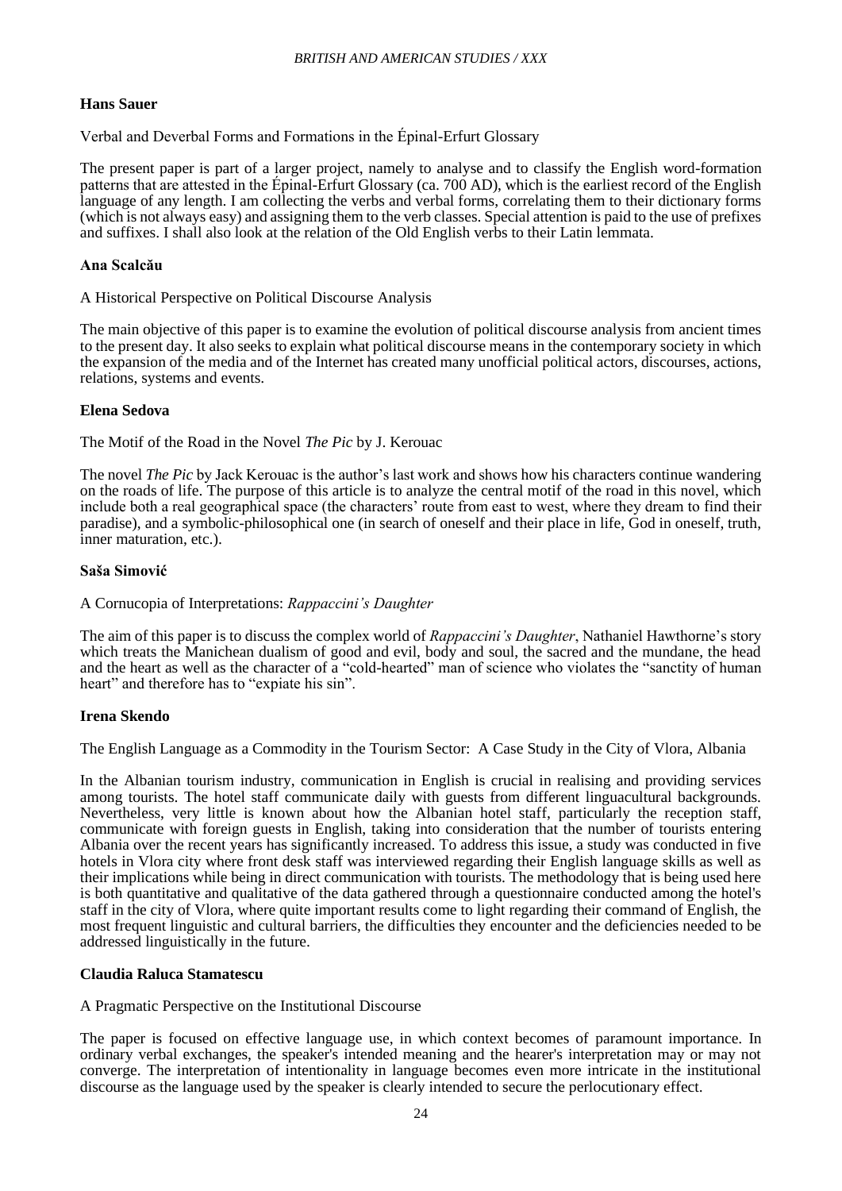**Hans Sauer**

Verbal and Deverbal Forms and Formations in the Épinal-Erfurt Glossary

The present paper is part of a larger project, namely to analyse and to classify the English word-formation patterns that are attested in the Épinal-Erfurt Glossary (ca. 700 AD), which is the earliest record of the English language of any length. I am collecting the verbs and verbal forms, correlating them to their dictionary forms (which is not always easy) and assigning them to the verb classes. Special attention is paid to the use of prefixes and suffixes. I shall also look at the relation of the Old English verbs to their Latin lemmata.

**Ana Scalcău**

A Historical Perspective on Political Discourse Analysis

The main objective of this paper is to examine the evolution of political discourse analysis from ancient times to the present day. It also seeks to explain what political discourse means in the contemporary society in which the expansion of the media and of the Internet has created many unofficial political actors, discourses, actions, relations, systems and events.

**Elena Sedova**

The Motif of the Road in the Novel *The Pic* by J. Kerouac

The novel *The Pic* by Jack Kerouac is the author's last work and shows how his characters continue wandering on the roads of life. The purpose of this article is to analyze the central motif of the road in this novel, which include both a real geographical space (the characters' route from east to west, where they dream to find their paradise), and a symbolic-philosophical one (in search of oneself and their place in life, God in oneself, truth, inner maturation, etc.).

**Saša Simović**

A Cornucopia of Interpretations: *Rappaccini's Daughter*

The aim of this paper is to discuss the complex world of *Rappaccini's Daughter*, Nathaniel Hawthorne's story which treats the Manichean dualism of good and evil, body and soul, the sacred and the mundane, the head and the heart as well as the character of a "cold-hearted" man of science who violates the "sanctity of human heart" and therefore has to "expiate his sin".

**Irena Skendo**

The English Language as a Commodity in the Tourism Sector: A Case Study in the City of Vlora, Albania

In the Albanian tourism industry, communication in English is crucial in realising and providing services among tourists. The hotel staff communicate daily with guests from different linguacultural backgrounds. Nevertheless, very little is known about how the Albanian hotel staff, particularly the reception staff, communicate with foreign guests in English, taking into consideration that the number of tourists entering Albania over the recent years has significantly increased. To address this issue, a study was conducted in five hotels in Vlora city where front desk staff was interviewed regarding their English language skills as well as their implications while being in direct communication with tourists. The methodology that is being used here is both quantitative and qualitative of the data gathered through a questionnaire conducted among the hotel's staff in the city of Vlora, where quite important results come to light regarding their command of English, the most frequent linguistic and cultural barriers, the difficulties they encounter and the deficiencies needed to be addressed linguistically in the future.

**Claudia Raluca Stamatescu**

A Pragmatic Perspective on the Institutional Discourse

The paper is focused on effective language use, in which context becomes of paramount importance. In ordinary verbal exchanges, the speaker's intended meaning and the hearer's interpretation may or may not converge. The interpretation of intentionality in language becomes even more intricate in the institutional discourse as the language used by the speaker is clearly intended to secure the perlocutionary effect.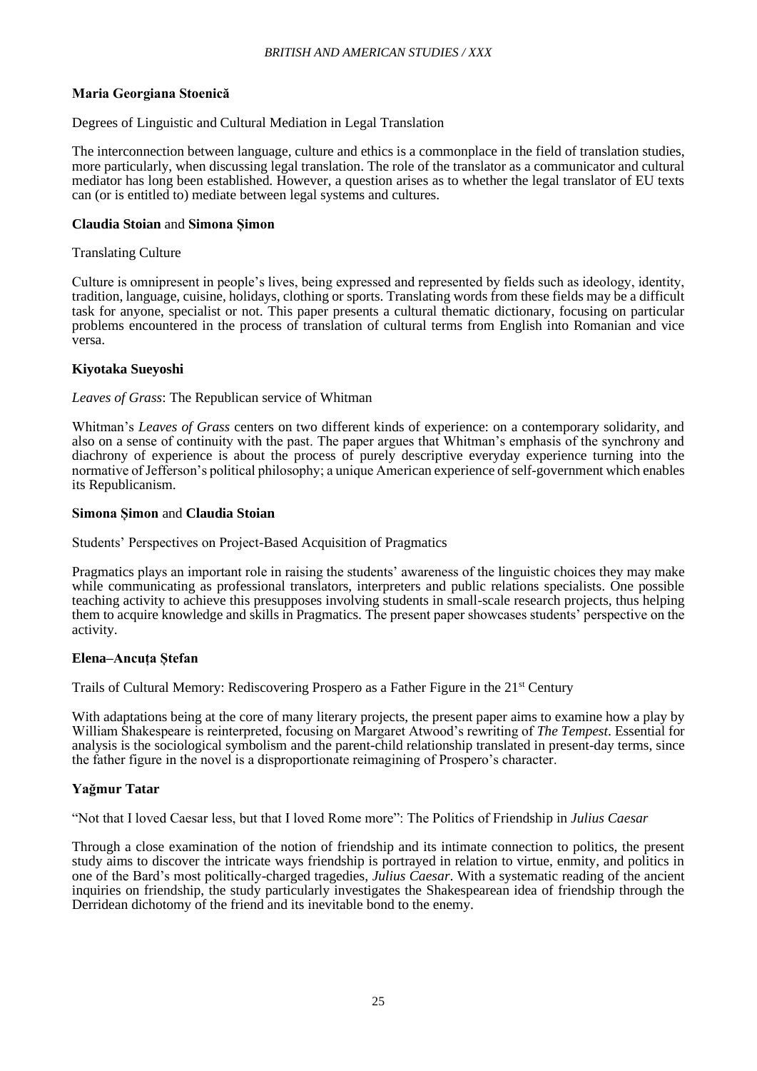**Maria Georgiana Stoenică**

Degrees of Linguistic and Cultural Mediation in Legal Translation

The interconnection between language, culture and ethics is a commonplace in the field of translation studies, more particularly, when discussing legal translation. The role of the translator as a communicator and cultural mediator has long been established. However, a question arises as to whether the legal translator of EU texts can (or is entitled to) mediate between legal systems and cultures.

**Claudia Stoian** and **Simona Șimon**

Translating Culture

Culture is omnipresent in people's lives, being expressed and represented by fields such as ideology, identity, tradition, language, cuisine, holidays, clothing or sports. Translating words from these fields may be a difficult task for anyone, specialist or not. This paper presents a cultural thematic dictionary, focusing on particular problems encountered in the process of translation of cultural terms from English into Romanian and vice versa.

**Kiyotaka Sueyoshi**

*Leaves of Grass*: The Republican service of Whitman

Whitman's *Leaves of Grass* centers on two different kinds of experience: on a contemporary solidarity, and also on a sense of continuity with the past. The paper argues that Whitman's emphasis of the synchrony and diachrony of experience is about the process of purely descriptive everyday experience turning into the normative of Jefferson's political philosophy; a unique American experience of self-government which enables its Republicanism.

**Simona Șimon** and **Claudia Stoian**

Students' Perspectives on Project-Based Acquisition of Pragmatics

Pragmatics plays an important role in raising the students' awareness of the linguistic choices they may make while communicating as professional translators, interpreters and public relations specialists. One possible teaching activity to achieve this presupposes involving students in small-scale research projects, thus helping them to acquire knowledge and skills in Pragmatics. The present paper showcases students' perspective on the activity.

**Elena–Ancuța Ștefan**

Trails of Cultural Memory: Rediscovering Prospero as a Father Figure in the 21st Century

With adaptations being at the core of many literary projects, the present paper aims to examine how a play by William Shakespeare is reinterpreted, focusing on Margaret Atwood's rewriting of *The Tempest*. Essential for analysis is the sociological symbolism and the parent-child relationship translated in present-day terms, since the father figure in the novel is a disproportionate reimagining of Prospero's character.

**Yağmur Tatar**

"Not that I loved Caesar less, but that I loved Rome more": The Politics of Friendship in *Julius Caesar*

Through a close examination of the notion of friendship and its intimate connection to politics, the present study aims to discover the intricate ways friendship is portrayed in relation to virtue, enmity, and politics in one of the Bard's most politically-charged tragedies, *Julius Caesar*. With a systematic reading of the ancient inquiries on friendship, the study particularly investigates the Shakespearean idea of friendship through the Derridean dichotomy of the friend and its inevitable bond to the enemy.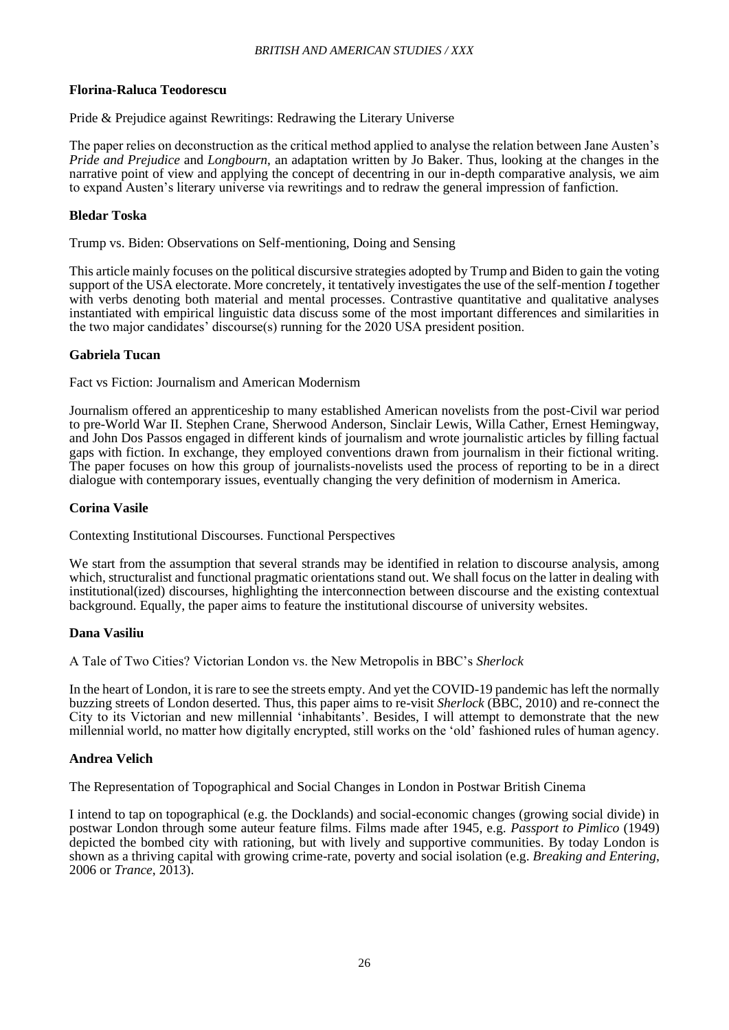**Florina-Raluca Teodorescu**

Pride & Prejudice against Rewritings: Redrawing the Literary Universe

The paper relies on deconstruction as the critical method applied to analyse the relation between Jane Austen's *Pride and Prejudice* and *Longbourn*, an adaptation written by Jo Baker. Thus, looking at the changes in the narrative point of view and applying the concept of decentring in our in-depth comparative analysis, we aim to expand Austen's literary universe via rewritings and to redraw the general impression of fanfiction.

**Bledar Toska**

Trump vs. Biden: Observations on Self-mentioning, Doing and Sensing

This article mainly focuses on the political discursive strategies adopted by Trump and Biden to gain the voting support of the USA electorate. More concretely, it tentatively investigates the use of the self-mention *I* together with verbs denoting both material and mental processes. Contrastive quantitative and qualitative analyses instantiated with empirical linguistic data discuss some of the most important differences and similarities in the two major candidates' discourse(s) running for the 2020 USA president position.

**Gabriela Tucan**

Fact vs Fiction: Journalism and American Modernism

Journalism offered an apprenticeship to many established American novelists from the post-Civil war period to pre-World War II. Stephen Crane, Sherwood Anderson, Sinclair Lewis, Willa Cather, Ernest Hemingway, and John Dos Passos engaged in different kinds of journalism and wrote journalistic articles by filling factual gaps with fiction. In exchange, they employed conventions drawn from journalism in their fictional writing. The paper focuses on how this group of journalists-novelists used the process of reporting to be in a direct dialogue with contemporary issues, eventually changing the very definition of modernism in America.

**Corina Vasile**

Contexting Institutional Discourses. Functional Perspectives

We start from the assumption that several strands may be identified in relation to discourse analysis, among which, structuralist and functional pragmatic orientations stand out. We shall focus on the latter in dealing with institutional(ized) discourses, highlighting the interconnection between discourse and the existing contextual background. Equally, the paper aims to feature the institutional discourse of university websites.

**Dana Vasiliu**

A Tale of Two Cities? Victorian London vs. the New Metropolis in BBC's *Sherlock*

In the heart of London, it is rare to see the streets empty. And yet the COVID-19 pandemic has left the normally buzzing streets of London deserted. Thus, this paper aims to re-visit *Sherlock* (BBC, 2010) and re-connect the City to its Victorian and new millennial 'inhabitants'. Besides, I will attempt to demonstrate that the new millennial world, no matter how digitally encrypted, still works on the 'old' fashioned rules of human agency.

**Andrea Velich**

The Representation of Topographical and Social Changes in London in Postwar British Cinema

I intend to tap on topographical (e.g. the Docklands) and social-economic changes (growing social divide) in postwar London through some auteur feature films. Films made after 1945, e.g. *Passport to Pimlico* (1949) depicted the bombed city with rationing, but with lively and supportive communities. By today London is shown as a thriving capital with growing crime-rate, poverty and social isolation (e.g. *Breaking and Entering*, 2006 or *Trance*, 2013).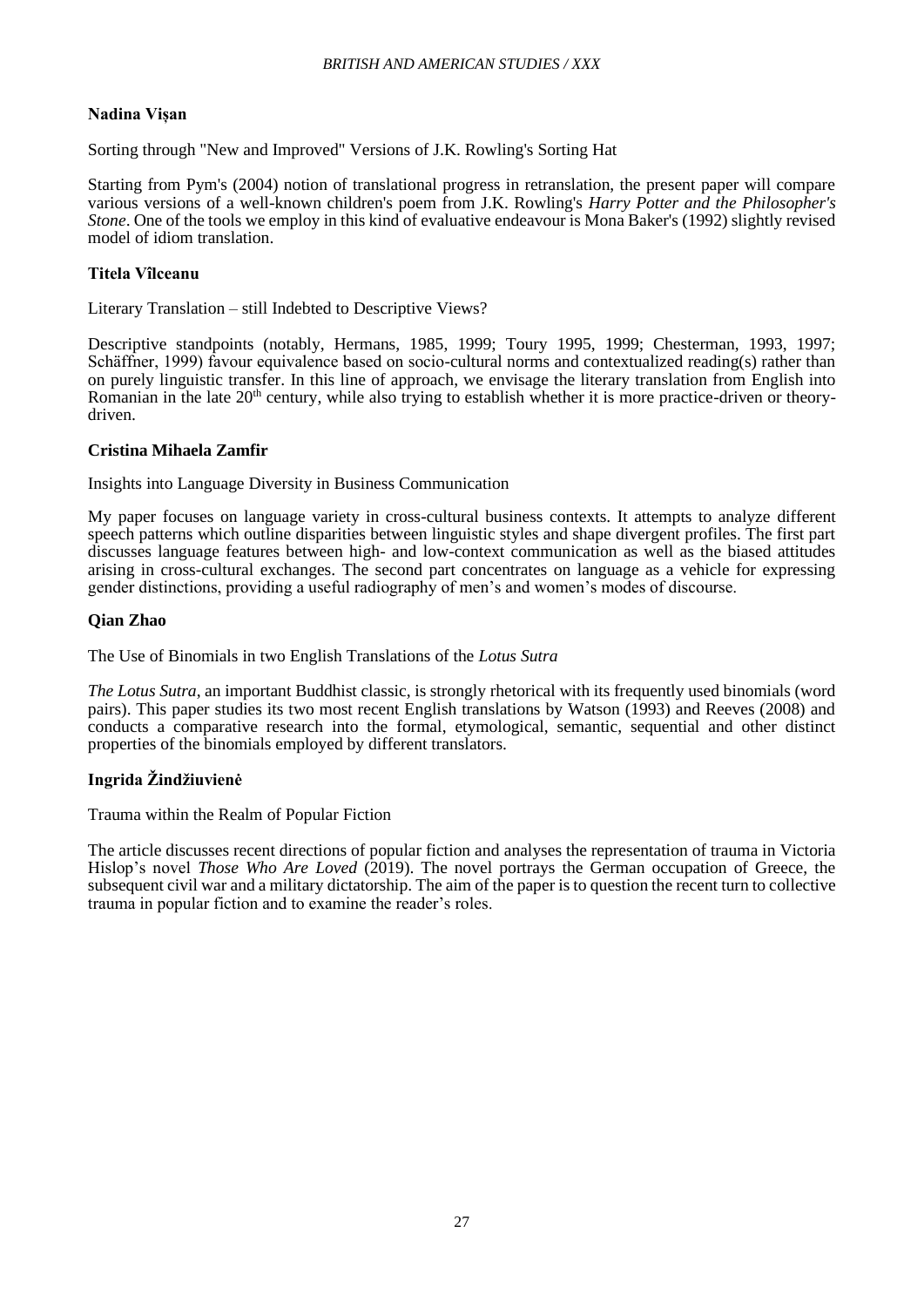**Nadina Vișan**

Sorting through "New and Improved" Versions of J.K. Rowling's Sorting Hat

Starting from Pym's (2004) notion of translational progress in retranslation, the present paper will compare various versions of a well-known children's poem from J.K. Rowling's *Harry Potter and the Philosopher's Stone*. One of the tools we employ in this kind of evaluative endeavour is Mona Baker's (1992) slightly revised model of idiom translation.

**Titela Vîlceanu**

Literary Translation – still Indebted to Descriptive Views?

Descriptive standpoints (notably, Hermans, 1985, 1999; Toury 1995, 1999; Chesterman, 1993, 1997; Schäffner, 1999) favour equivalence based on socio-cultural norms and contextualized reading(s) rather than on purely linguistic transfer. In this line of approach, we envisage the literary translation from English into Romanian in the late 20th century, while also trying to establish whether it is more practice-driven or theory-driven.

**Cristina Mihaela Zamfir**

Insights into Language Diversity in Business Communication

My paper focuses on language variety in cross-cultural business contexts. It attempts to analyze different speech patterns which outline disparities between linguistic styles and shape divergent profiles. The first part discusses language features between high- and low-context communication as well as the biased attitudes arising in cross-cultural exchanges. The second part concentrates on language as a vehicle for expressing gender distinctions, providing a useful radiography of men's and women's modes of discourse.

**Qian Zhao**

The Use of Binomials in two English Translations of the *Lotus Sutra*

*The Lotus Sutra*, an important Buddhist classic, is strongly rhetorical with its frequently used binomials (word pairs). This paper studies its two most recent English translations by Watson (1993) and Reeves (2008) and conducts a comparative research into the formal, etymological, semantic, sequential and other distinct properties of the binomials employed by different translators.

**Ingrida Žindžiuvienė**

Trauma within the Realm of Popular Fiction

The article discusses recent directions of popular fiction and analyses the representation of trauma in Victoria Hislop's novel *Those Who Are Loved* (2019). The novel portrays the German occupation of Greece, the subsequent civil war and a military dictatorship. The aim of the paper is to question the recent turn to collective trauma in popular fiction and to examine the reader's roles.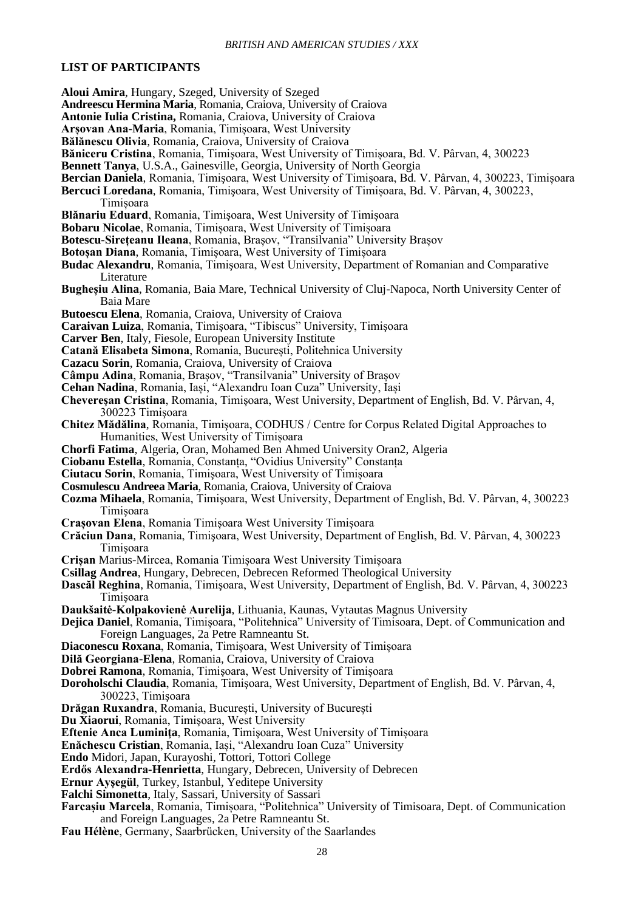## LIST OF PARTICIPANTS

**Aloui Amira**, Hungary, Szeged, University of Szeged
**Andreescu Hermina Maria**, Romania, Craiova, University of Craiova
**Antonie Iulia Cristina,** Romania, Craiova, University of Craiova
**Arşovan Ana-Maria**, Romania, Timişoara, West University
**Bălănescu Olivia**, Romania, Craiova, University of Craiova
**Băniceru Cristina**, Romania, Timişoara, West University of Timişoara, Bd. V. Pârvan, 4, 300223
**Bennett Tanya**, U.S.A., Gainesville, Georgia, University of North Georgia
**Bercian Daniela**, Romania, Timişoara, West University of Timişoara, Bd. V. Pârvan, 4, 300223, Timişoara
**Bercuci Loredana**, Romania, Timişoara, West University of Timişoara, Bd. V. Pârvan, 4, 300223, Timişoara
**Blănariu Eduard**, Romania, Timişoara, West University of Timişoara
**Bobaru Nicolae**, Romania, Timişoara, West University of Timişoara
**Botescu-Sireţeanu Ileana**, Romania, Braşov, "Transilvania" University Braşov
**Botoşan Diana**, Romania, Timişoara, West University of Timişoara
**Budac Alexandru**, Romania, Timişoara, West University, Department of Romanian and Comparative Literature
**Bugheşiu Alina**, Romania, Baia Mare, Technical University of Cluj-Napoca, North University Center of Baia Mare
**Butoescu Elena**, Romania, Craiova, University of Craiova
**Caraivan Luiza**, Romania, Timişoara, "Tibiscus" University, Timişoara
**Carver Ben**, Italy, Fiesole, European University Institute
**Catană Elisabeta Simona**, Romania, Bucureşti, Politehnica University
**Cazacu Sorin**, Romania, Craiova, University of Craiova
**Câmpu Adina**, Romania, Braşov, "Transilvania" University of Braşov
**Cehan Nadina**, Romania, Iaşi, "Alexandru Ioan Cuza" University, Iaşi
**Chevereşan Cristina**, Romania, Timişoara, West University, Department of English, Bd. V. Pârvan, 4, 300223 Timişoara
**Chitez Mădălina**, Romania, Timişoara, CODHUS / Centre for Corpus Related Digital Approaches to Humanities, West University of Timişoara
**Chorfi Fatima**, Algeria, Oran, Mohamed Ben Ahmed University Oran2, Algeria
**Ciobanu Estella**, Romania, Constanţa, "Ovidius University" Constanţa
**Ciutacu Sorin**, Romania, Timişoara, West University of Timişoara
**Cosmulescu Andreea Maria**, Romania, Craiova, University of Craiova
**Cozma Mihaela**, Romania, Timişoara, West University, Department of English, Bd. V. Pârvan, 4, 300223 Timişoara
**Craşovan Elena**, Romania Timişoara West University Timişoara
**Crăciun Dana**, Romania, Timişoara, West University, Department of English, Bd. V. Pârvan, 4, 300223 Timişoara
**Crişan** Marius-Mircea, Romania Timişoara West University Timişoara
**Csillag Andrea**, Hungary, Debrecen, Debrecen Reformed Theological University
**Dascăl Reghina**, Romania, Timişoara, West University, Department of English, Bd. V. Pârvan, 4, 300223 Timişoara
**Daukšaitė-Kolpakovienė Aurelija**, Lithuania, Kaunas, Vytautas Magnus University
**Dejica Daniel**, Romania, Timişoara, "Politehnica" University of Timisoara, Dept. of Communication and Foreign Languages, 2a Petre Ramneantu St.
**Diaconescu Roxana**, Romania, Timişoara, West University of Timişoara
**Dilă Georgiana-Elena**, Romania, Craiova, University of Craiova
**Dobrei Ramona**, Romania, Timişoara, West University of Timişoara
**Doroholschi Claudia**, Romania, Timişoara, West University, Department of English, Bd. V. Pârvan, 4, 300223, Timişoara
**Drăgan Ruxandra**, Romania, Bucureşti, University of Bucureşti
**Du Xiaorui**, Romania, Timişoara, West University
**Eftenie Anca Luminiţa**, Romania, Timişoara, West University of Timişoara
**Enăchescu Cristian**, Romania, Iaşi, "Alexandru Ioan Cuza" University
**Endo** Midori, Japan, Kurayoshi, Tottori, Tottori College
**Erdős Alexandra-Henrietta**, Hungary, Debrecen, University of Debrecen
**Ernur Ayşegül**, Turkey, Istanbul, Yeditepe University
**Falchi Simonetta**, Italy, Sassari, University of Sassari
**Farcaşiu Marcela**, Romania, Timişoara, "Politehnica" University of Timisoara, Dept. of Communication and Foreign Languages, 2a Petre Ramneantu St.
**Fau Hélène**, Germany, Saarbrücken, University of the Saarlandes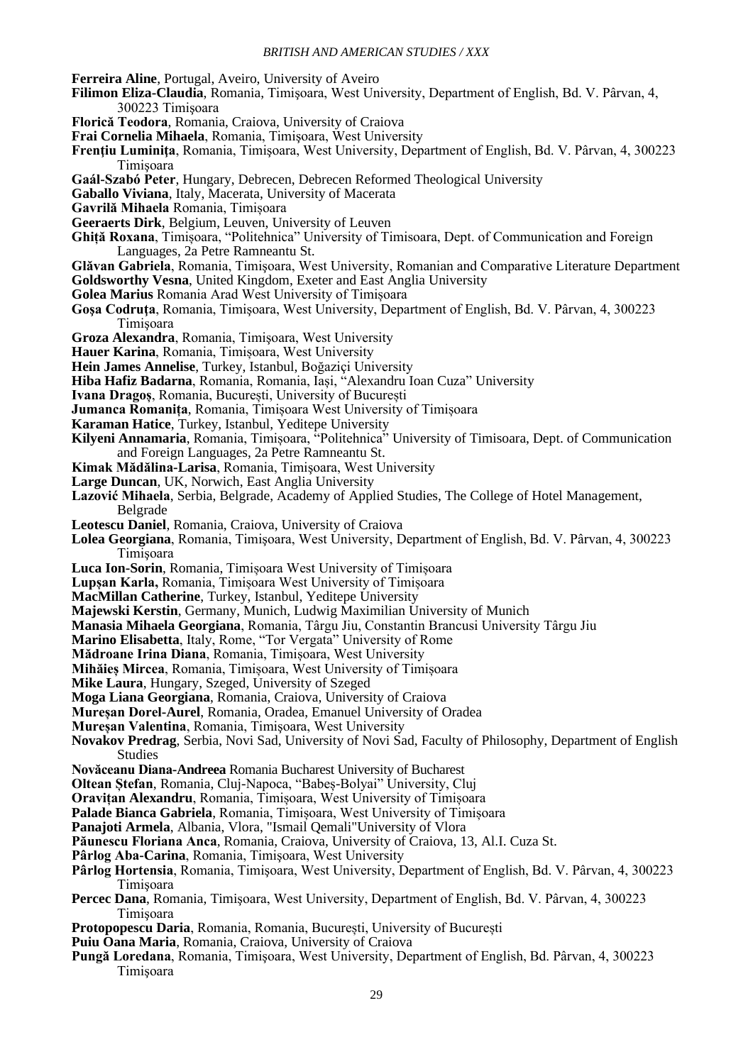**Ferreira Aline**, Portugal, Aveiro, University of Aveiro

**Filimon Eliza-Claudia**, Romania, Timişoara, West University, Department of English, Bd. V. Pârvan, 4, 300223 Timişoara

**Florică Teodora**, Romania, Craiova, University of Craiova

**Frai Cornelia Mihaela**, Romania, Timişoara, West University

**Frenţiu Luminiţa**, Romania, Timişoara, West University, Department of English, Bd. V. Pârvan, 4, 300223 Timişoara

**Gaál-Szabó Peter**, Hungary, Debrecen, Debrecen Reformed Theological University

**Gaballo Viviana**, Italy, Macerata, University of Macerata

**Gavrilă Mihaela** Romania, Timișoara

**Geeraerts Dirk**, Belgium, Leuven, University of Leuven

**Ghiță Roxana**, Timișoara, "Politehnica" University of Timisoara, Dept. of Communication and Foreign Languages, 2a Petre Ramneantu St.

**Glăvan Gabriela**, Romania, Timişoara, West University, Romanian and Comparative Literature Department

**Goldsworthy Vesna**, United Kingdom, Exeter and East Anglia University

**Golea Marius** Romania Arad West University of Timișoara

**Goşa Codruţa**, Romania, Timişoara, West University, Department of English, Bd. V. Pârvan, 4, 300223 Timişoara

**Groza Alexandra**, Romania, Timişoara, West University

**Hauer Karina**, Romania, Timişoara, West University

**Hein James Annelise**, Turkey, Istanbul, Boğaziçi University

**Hiba Hafiz Badarna**, Romania, Romania, Iași, "Alexandru Ioan Cuza" University

**Ivana Dragoș**, Romania, București, University of București

**Jumanca Romanița**, Romania, Timișoara West University of Timișoara

**Karaman Hatice**, Turkey, Istanbul, Yeditepe University

**Kilyeni Annamaria**, Romania, Timișoara, "Politehnica" University of Timisoara, Dept. of Communication and Foreign Languages, 2a Petre Ramneantu St.

**Kimak Mădălina-Larisa**, Romania, Timișoara, West University

**Large Duncan**, UK, Norwich, East Anglia University

**Lazović Mihaela**, Serbia, Belgrade, Academy of Applied Studies, The College of Hotel Management, Belgrade

**Leotescu Daniel**, Romania, Craiova, University of Craiova

**Lolea Georgiana**, Romania, Timişoara, West University, Department of English, Bd. V. Pârvan, 4, 300223 Timişoara

**Luca Ion-Sorin**, Romania, Timișoara West University of Timișoara

**Lupșan Karla,** Romania, Timișoara West University of Timișoara

**MacMillan Catherine**, Turkey, Istanbul, Yeditepe University

**Majewski Kerstin**, Germany, Munich, Ludwig Maximilian University of Munich

**Manasia Mihaela Georgiana**, Romania, Târgu Jiu, Constantin Brancusi University Târgu Jiu

**Marino Elisabetta**, Italy, Rome, "Tor Vergata" University of Rome

**Mădroane Irina Diana**, Romania, Timișoara, West University

**Mihăieș Mircea**, Romania, Timișoara, West University of Timișoara

**Mike Laura**, Hungary, Szeged, University of Szeged

**Moga Liana Georgiana**, Romania, Craiova, University of Craiova

**Mureșan Dorel-Aurel**, Romania, Oradea, Emanuel University of Oradea

**Mureșan Valentina**, Romania, Timișoara, West University

**Novakov Predrag**, Serbia, Novi Sad, University of Novi Sad, Faculty of Philosophy, Department of English Studies

**Novăceanu Diana-Andreea** Romania Bucharest University of Bucharest

**Oltean Ștefan**, Romania, Cluj-Napoca, "Babeș-Bolyai" University, Cluj

**Oravițan Alexandru**, Romania, Timișoara, West University of Timișoara

**Palade Bianca Gabriela**, Romania, Timișoara, West University of Timișoara

**Panajoti Armela**, Albania, Vlora, "Ismail Qemali"University of Vlora

**Păunescu Floriana Anca**, Romania, Craiova, University of Craiova, 13, Al.I. Cuza St.

**Pârlog Aba-Carina**, Romania, Timişoara, West University

**Pârlog Hortensia**, Romania, Timişoara, West University, Department of English, Bd. V. Pârvan, 4, 300223 Timişoara

**Percec Dana**, Romania, Timişoara, West University, Department of English, Bd. V. Pârvan, 4, 300223 Timişoara

**Protopopescu Daria**, Romania, Romania, București, University of București

**Puiu Oana Maria**, Romania, Craiova, University of Craiova

**Pungă Loredana**, Romania, Timişoara, West University, Department of English, Bd. Pârvan, 4, 300223 Timişoara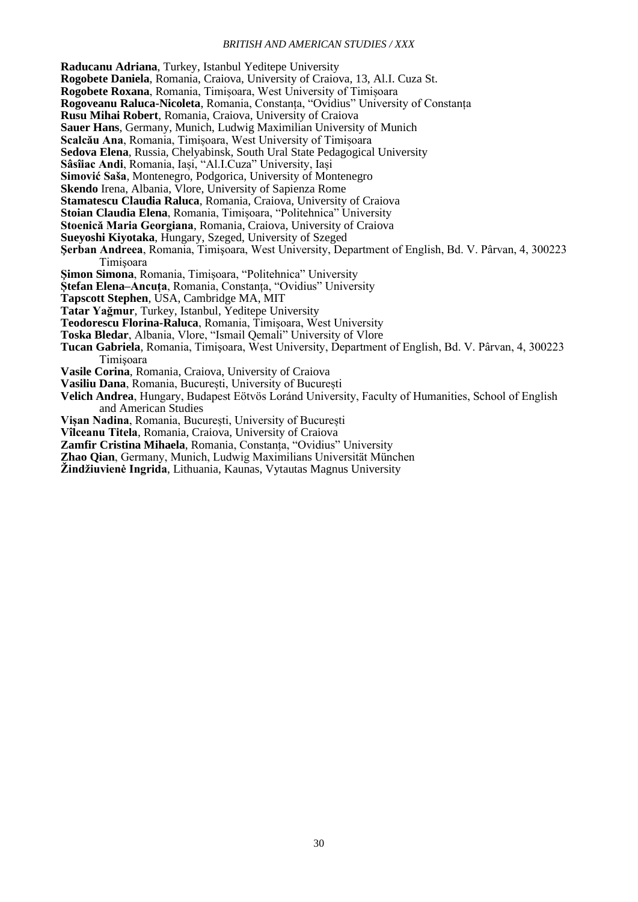**Raducanu Adriana**, Turkey, Istanbul Yeditepe University
**Rogobete Daniela**, Romania, Craiova, University of Craiova, 13, Al.I. Cuza St.
**Rogobete Roxana**, Romania, Timișoara, West University of Timișoara
**Rogoveanu Raluca-Nicoleta**, Romania, Constanța, "Ovidius" University of Constanța
**Rusu Mihai Robert**, Romania, Craiova, University of Craiova
**Sauer Hans**, Germany, Munich, Ludwig Maximilian University of Munich
**Scalcău Ana**, Romania, Timișoara, West University of Timișoara
**Sedova Elena**, Russia, Chelyabinsk, South Ural State Pedagogical University
**Sâsîiac Andi**, Romania, Iași, "Al.I.Cuza" University, Iași
**Simović Saša**, Montenegro, Podgorica, University of Montenegro
**Skendo** Irena, Albania, Vlore, University of Sapienza Rome
**Stamatescu Claudia Raluca**, Romania, Craiova, University of Craiova
**Stoian Claudia Elena**, Romania, Timișoara, "Politehnica" University
**Stoenică Maria Georgiana**, Romania, Craiova, University of Craiova
**Sueyoshi Kiyotaka**, Hungary, Szeged, University of Szeged
**Şerban Andreea**, Romania, Timişoara, West University, Department of English, Bd. V. Pârvan, 4, 300223 Timişoara
**Şimon Simona**, Romania, Timișoara, "Politehnica" University
**Ștefan Elena–Ancuța**, Romania, Constanța, "Ovidius" University
**Tapscott Stephen**, USA, Cambridge MA, MIT
**Tatar Yağmur**, Turkey, Istanbul, Yeditepe University
**Teodorescu Florina-Raluca**, Romania, Timișoara, West University
**Toska Bledar**, Albania, Vlore, "Ismail Qemali" University of Vlore
**Tucan Gabriela**, Romania, Timişoara, West University, Department of English, Bd. V. Pârvan, 4, 300223 Timişoara
**Vasile Corina**, Romania, Craiova, University of Craiova
**Vasiliu Dana**, Romania, București, University of București
**Velich Andrea**, Hungary, Budapest Eötvös Loránd University, Faculty of Humanities, School of English and American Studies
**Vișan Nadina**, Romania, București, University of București
**Vîlceanu Titela**, Romania, Craiova, University of Craiova
**Zamfir Cristina Mihaela**, Romania, Constanța, "Ovidius" University
**Zhao Qian**, Germany, Munich, Ludwig Maximilians Universität München
**Žindžiuvienė Ingrida**, Lithuania, Kaunas, Vytautas Magnus University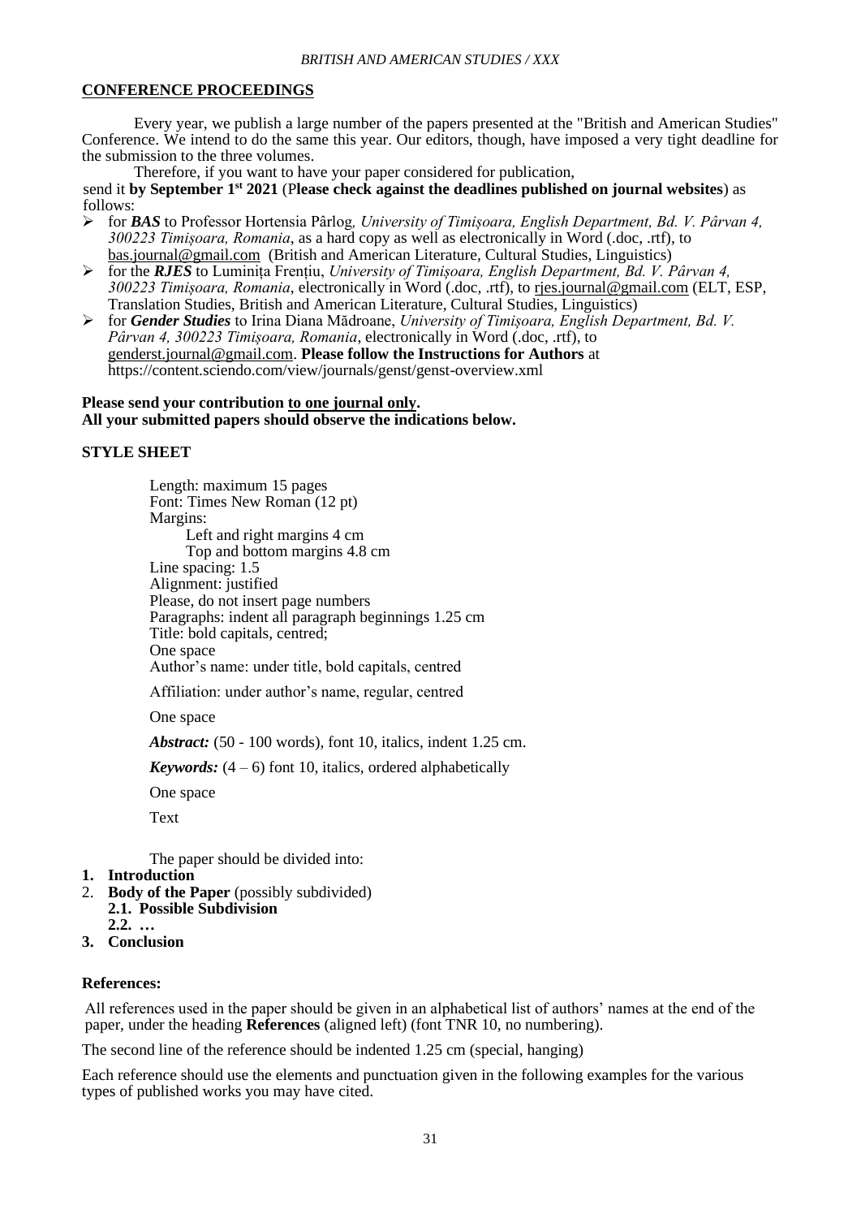## CONFERENCE PROCEEDINGS

Every year, we publish a large number of the papers presented at the "British and American Studies" Conference. We intend to do the same this year. Our editors, though, have imposed a very tight deadline for the submission to the three volumes.

Therefore, if you want to have your paper considered for publication, send it **by September 1st 2021** (**Please check against the deadlines published on journal websites**) as follows:

- for ***BAS*** to Professor Hortensia Pârlog, *University of Timişoara, English Department, Bd. V. Pârvan 4, 300223 Timişoara, Romania*, as a hard copy as well as electronically in Word (.doc, .rtf), to bas.journal@gmail.com (British and American Literature, Cultural Studies, Linguistics)
- for the ***RJES*** to Luminiţa Frenţiu, *University of Timişoara, English Department, Bd. V. Pârvan 4, 300223 Timişoara, Romania*, electronically in Word (.doc, .rtf), to rjes.journal@gmail.com (ELT, ESP, Translation Studies, British and American Literature, Cultural Studies, Linguistics)
- for ***Gender Studies*** to Irina Diana Mădroane, *University of Timişoara, English Department, Bd. V. Pârvan 4, 300223 Timişoara, Romania*, electronically in Word (.doc, .rtf), to genderst.journal@gmail.com. **Please follow the Instructions for Authors** at https://content.sciendo.com/view/journals/genst/genst-overview.xml

**Please send your contribution to one journal only.**
**All your submitted papers should observe the indications below.**

## STYLE SHEET

Length: maximum 15 pages
Font: Times New Roman (12 pt)
Margins:
Left and right margins 4 cm
Top and bottom margins 4.8 cm
Line spacing: 1.5
Alignment: justified
Please, do not insert page numbers
Paragraphs: indent all paragraph beginnings 1.25 cm
Title: bold capitals, centred;
One space
Author's name: under title, bold capitals, centred

Affiliation: under author's name, regular, centred

One space

***Abstract:*** (50 - 100 words), font 10, italics, indent 1.25 cm.

***Keywords:*** (4 – 6) font 10, italics, ordered alphabetically

One space

Text

The paper should be divided into:

1. **Introduction**
2. **Body of the Paper** (possibly subdivided)
   **2.1. Possible Subdivision**
   **2.2. …**
3. **Conclusion**

### References:

All references used in the paper should be given in an alphabetical list of authors' names at the end of the paper, under the heading **References** (aligned left) (font TNR 10, no numbering).

The second line of the reference should be indented 1.25 cm (special, hanging)

Each reference should use the elements and punctuation given in the following examples for the various types of published works you may have cited.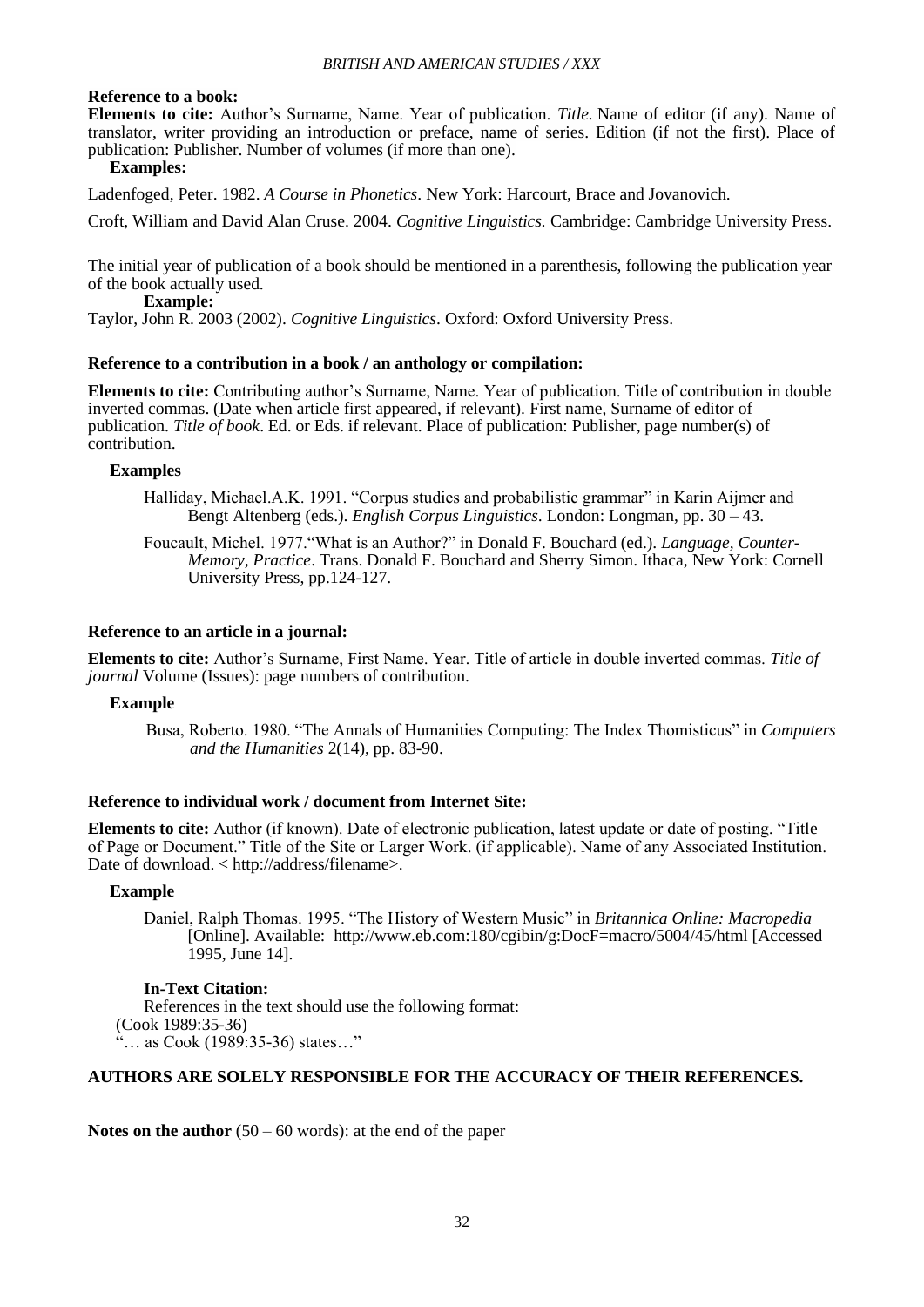**Reference to a book:**

**Elements to cite:** Author's Surname, Name. Year of publication. *Title.* Name of editor (if any). Name of translator, writer providing an introduction or preface, name of series. Edition (if not the first). Place of publication: Publisher. Number of volumes (if more than one).

**Examples:**

Ladenfoged, Peter. 1982. *A Course in Phonetics*. New York: Harcourt, Brace and Jovanovich.

Croft, William and David Alan Cruse. 2004. *Cognitive Linguistics.* Cambridge: Cambridge University Press.

The initial year of publication of a book should be mentioned in a parenthesis, following the publication year of the book actually used.

**Example:**

Taylor, John R. 2003 (2002). *Cognitive Linguistics*. Oxford: Oxford University Press.

**Reference to a contribution in a book / an anthology or compilation:**

**Elements to cite:** Contributing author's Surname, Name. Year of publication. Title of contribution in double inverted commas. (Date when article first appeared, if relevant). First name, Surname of editor of publication. *Title of book*. Ed. or Eds. if relevant. Place of publication: Publisher, page number(s) of contribution.

**Examples**

Halliday, Michael.A.K. 1991. "Corpus studies and probabilistic grammar" in Karin Aijmer and Bengt Altenberg (eds.). *English Corpus Linguistics*. London: Longman, pp. 30 – 43.

Foucault, Michel. 1977."What is an Author?" in Donald F. Bouchard (ed.). *Language, Counter-Memory, Practice*. Trans. Donald F. Bouchard and Sherry Simon. Ithaca, New York: Cornell University Press, pp.124-127.

**Reference to an article in a journal:**

**Elements to cite:** Author's Surname, First Name. Year. Title of article in double inverted commas. *Title of journal* Volume (Issues): page numbers of contribution.

**Example**

Busa, Roberto. 1980. "The Annals of Humanities Computing: The Index Thomisticus" in *Computers and the Humanities* 2(14), pp. 83-90.

**Reference to individual work / document from Internet Site:**

**Elements to cite:** Author (if known). Date of electronic publication, latest update or date of posting. "Title of Page or Document." Title of the Site or Larger Work. (if applicable). Name of any Associated Institution. Date of download. < http://address/filename>.

**Example**

Daniel, Ralph Thomas. 1995. "The History of Western Music" in *Britannica Online: Macropedia* [Online]. Available: http://www.eb.com:180/cgibin/g:DocF=macro/5004/45/html [Accessed 1995, June 14].

**In-Text Citation:**

References in the text should use the following format:

(Cook 1989:35-36)

"… as Cook (1989:35-36) states…"

**AUTHORS ARE SOLELY RESPONSIBLE FOR THE ACCURACY OF THEIR REFERENCES.**

**Notes on the author** (50 – 60 words): at the end of the paper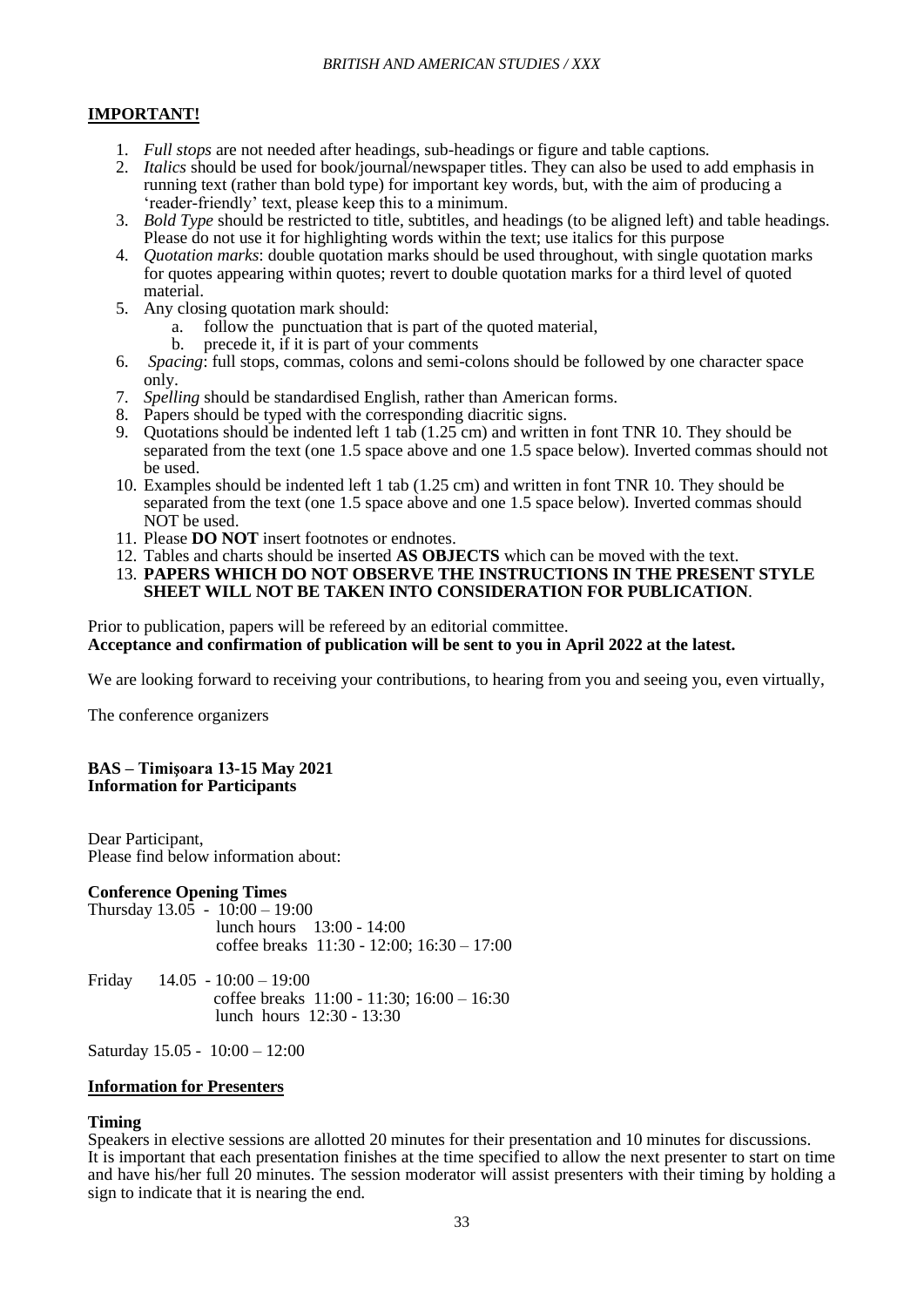**IMPORTANT!**

1. *Full stops* are not needed after headings, sub-headings or figure and table captions.
2. *Italics* should be used for book/journal/newspaper titles. They can also be used to add emphasis in running text (rather than bold type) for important key words, but, with the aim of producing a 'reader-friendly' text, please keep this to a minimum.
3. *Bold Type* should be restricted to title, subtitles, and headings (to be aligned left) and table headings. Please do not use it for highlighting words within the text; use italics for this purpose
4. *Quotation marks*: double quotation marks should be used throughout, with single quotation marks for quotes appearing within quotes; revert to double quotation marks for a third level of quoted material.
5. Any closing quotation mark should:
   a. follow the punctuation that is part of the quoted material,
   b. precede it, if it is part of your comments
6. *Spacing*: full stops, commas, colons and semi-colons should be followed by one character space only.
7. *Spelling* should be standardised English, rather than American forms.
8. Papers should be typed with the corresponding diacritic signs.
9. Quotations should be indented left 1 tab (1.25 cm) and written in font TNR 10. They should be separated from the text (one 1.5 space above and one 1.5 space below). Inverted commas should not be used.
10. Examples should be indented left 1 tab (1.25 cm) and written in font TNR 10. They should be separated from the text (one 1.5 space above and one 1.5 space below). Inverted commas should NOT be used.
11. Please **DO NOT** insert footnotes or endnotes.
12. Tables and charts should be inserted **AS OBJECTS** which can be moved with the text.
13. **PAPERS WHICH DO NOT OBSERVE THE INSTRUCTIONS IN THE PRESENT STYLE SHEET WILL NOT BE TAKEN INTO CONSIDERATION FOR PUBLICATION**.

Prior to publication, papers will be refereed by an editorial committee.
**Acceptance and confirmation of publication will be sent to you in April 2022 at the latest.**

We are looking forward to receiving your contributions, to hearing from you and seeing you, even virtually,

The conference organizers

**BAS – Timişoara 13-15 May 2021**
**Information for Participants**

Dear Participant,
Please find below information about:

**Conference Opening Times**

Thursday 13.05 - 10:00 – 19:00
lunch hours 13:00 - 14:00
coffee breaks 11:30 - 12:00; 16:30 – 17:00

Friday 14.05 - 10:00 – 19:00
coffee breaks 11:00 - 11:30; 16:00 – 16:30
lunch hours 12:30 - 13:30

Saturday 15.05 - 10:00 – 12:00

**Information for Presenters**

**Timing**

Speakers in elective sessions are allotted 20 minutes for their presentation and 10 minutes for discussions. It is important that each presentation finishes at the time specified to allow the next presenter to start on time and have his/her full 20 minutes. The session moderator will assist presenters with their timing by holding a sign to indicate that it is nearing the end.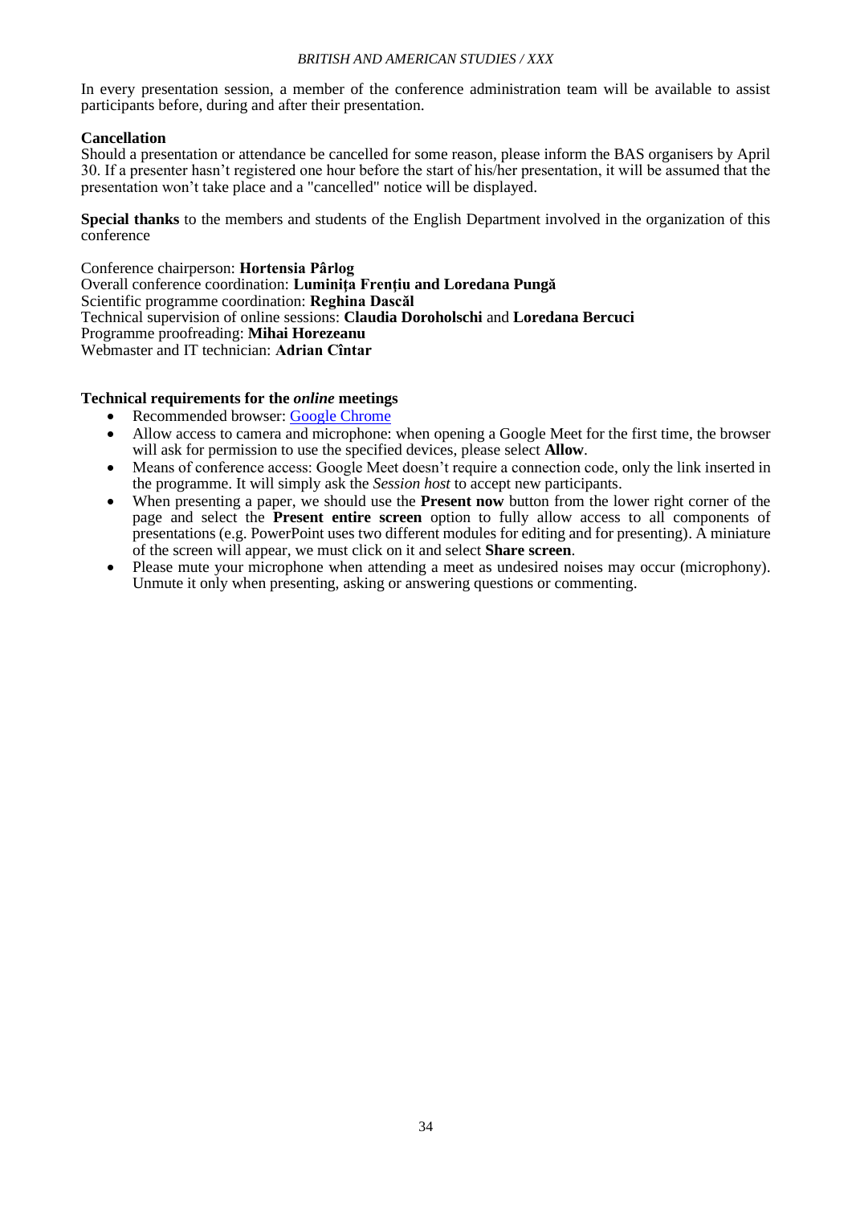In every presentation session, a member of the conference administration team will be available to assist participants before, during and after their presentation.

**Cancellation**

Should a presentation or attendance be cancelled for some reason, please inform the BAS organisers by April 30. If a presenter hasn't registered one hour before the start of his/her presentation, it will be assumed that the presentation won't take place and a "cancelled" notice will be displayed.

**Special thanks** to the members and students of the English Department involved in the organization of this conference

Conference chairperson: **Hortensia Pârlog**
Overall conference coordination: **Luminița Frențiu and Loredana Pungă**
Scientific programme coordination: **Reghina Dascăl**
Technical supervision of online sessions: **Claudia Doroholschi** and **Loredana Bercuci**
Programme proofreading: **Mihai Horezeanu**
Webmaster and IT technician: **Adrian Cîntar**

**Technical requirements for the *online* meetings**

- Recommended browser: Google Chrome
- Allow access to camera and microphone: when opening a Google Meet for the first time, the browser will ask for permission to use the specified devices, please select **Allow**.
- Means of conference access: Google Meet doesn't require a connection code, only the link inserted in the programme. It will simply ask the *Session host* to accept new participants.
- When presenting a paper, we should use the **Present now** button from the lower right corner of the page and select the **Present entire screen** option to fully allow access to all components of presentations (e.g. PowerPoint uses two different modules for editing and for presenting). A miniature of the screen will appear, we must click on it and select **Share screen**.
- Please mute your microphone when attending a meet as undesired noises may occur (microphony). Unmute it only when presenting, asking or answering questions or commenting.